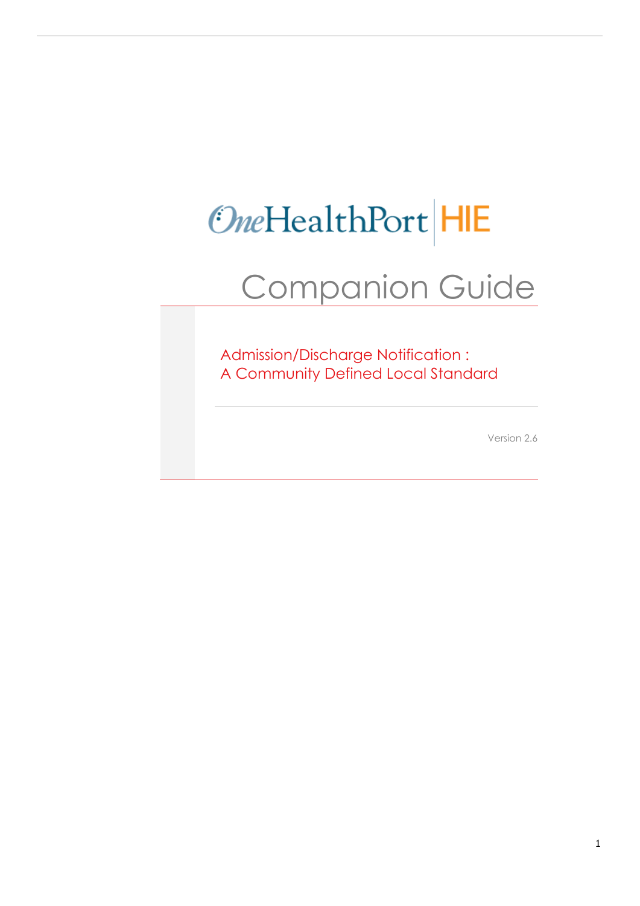OneHealthPort | HIE

# Companion Guide

## Admission/Discharge Notification : A Community Defined Local Standard

Version 2.6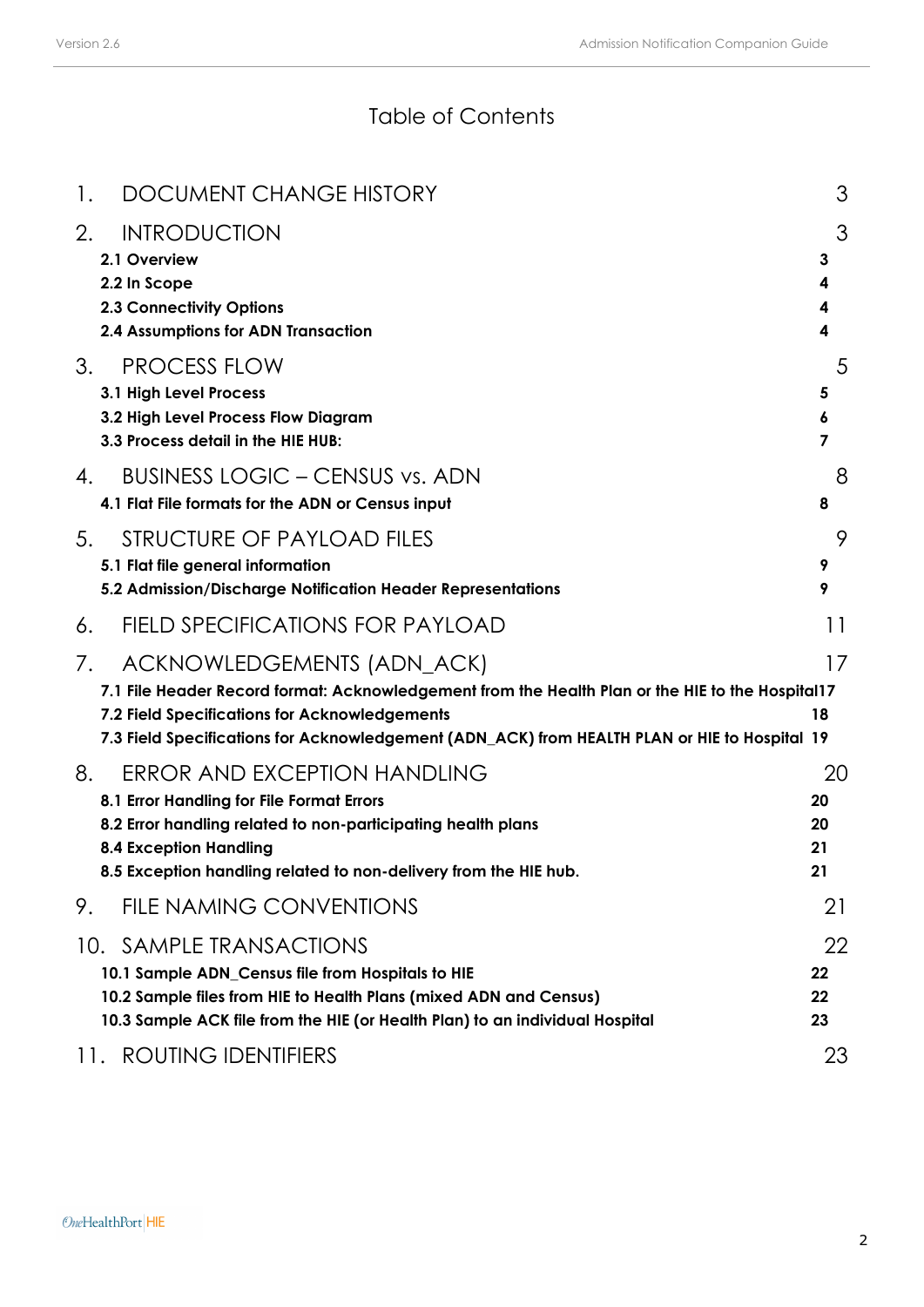# Table of Contents

| | |
|---|---|
| 1. DOCUMENT CHANGE HISTORY | 3 |
| 2. INTRODUCTION | 3 |
| **2.1 Overview** | **3** |
| **2.2 In Scope** | **4** |
| **2.3 Connectivity Options** | **4** |
| **2.4 Assumptions for ADN Transaction** | **4** |
| 3. PROCESS FLOW | 5 |
| **3.1 High Level Process** | **5** |
| **3.2 High Level Process Flow Diagram** | **6** |
| **3.3 Process detail in the HIE HUB:** | **7** |
| 4. BUSINESS LOGIC – CENSUS vs. ADN | 8 |
| **4.1 Flat File formats for the ADN or Census input** | **8** |
| 5. STRUCTURE OF PAYLOAD FILES | 9 |
| **5.1 Flat file general information** | **9** |
| **5.2 Admission/Discharge Notification Header Representations** | **9** |
| 6. FIELD SPECIFICATIONS FOR PAYLOAD | 11 |
| 7. ACKNOWLEDGEMENTS (ADN_ACK) | 17 |
| **7.1 File Header Record format: Acknowledgement from the Health Plan or the HIE to the Hospital** | **17** |
| **7.2 Field Specifications for Acknowledgements** | **18** |
| **7.3 Field Specifications for Acknowledgement (ADN_ACK) from HEALTH PLAN or HIE to Hospital** | **19** |
| 8. ERROR AND EXCEPTION HANDLING | 20 |
| **8.1 Error Handling for File Format Errors** | **20** |
| **8.2 Error handling related to non-participating health plans** | **20** |
| **8.4 Exception Handling** | **21** |
| **8.5 Exception handling related to non-delivery from the HIE hub.** | **21** |
| 9. FILE NAMING CONVENTIONS | 21 |
| 10. SAMPLE TRANSACTIONS | 22 |
| **10.1 Sample ADN_Census file from Hospitals to HIE** | **22** |
| **10.2 Sample files from HIE to Health Plans (mixed ADN and Census)** | **22** |
| **10.3 Sample ACK file from the HIE (or Health Plan) to an individual Hospital** | **23** |
| 11. ROUTING IDENTIFIERS | 23 |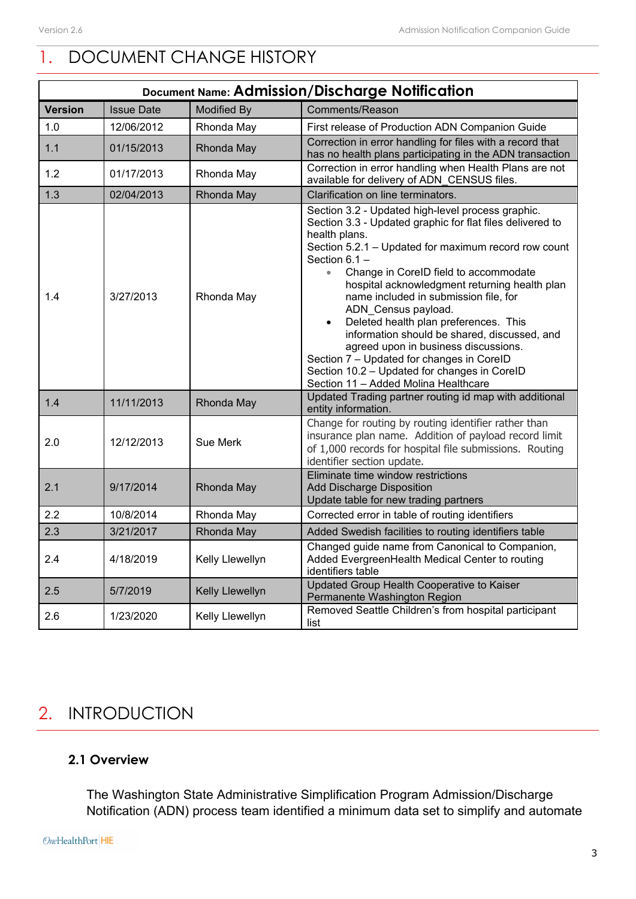# 1. DOCUMENT CHANGE HISTORY

| Document Name: **Admission/Discharge Notification** | | | |
|---|---|---|---|
| **Version** | Issue Date | Modified By | Comments/Reason |
| 1.0 | 12/06/2012 | Rhonda May | First release of Production ADN Companion Guide |
| 1.1 | 01/15/2013 | Rhonda May | Correction in error handling for files with a record that has no health plans participating in the ADN transaction |
| 1.2 | 01/17/2013 | Rhonda May | Correction in error handling when Health Plans are not available for delivery of ADN_CENSUS files. |
| 1.3 | 02/04/2013 | Rhonda May | Clarification on line terminators. |
| 1.4 | 3/27/2013 | Rhonda May | Section 3.2 - Updated high-level process graphic.<br>Section 3.3 - Updated graphic for flat files delivered to health plans.<br>Section 5.2.1 – Updated for maximum record row count<br>Section 6.1 –<br>• Change in CoreID field to accommodate hospital acknowledgment returning health plan name included in submission file, for ADN_Census payload.<br>• Deleted health plan preferences. This information should be shared, discussed, and agreed upon in business discussions.<br>Section 7 – Updated for changes in CoreID<br>Section 10.2 – Updated for changes in CoreID<br>Section 11 – Added Molina Healthcare |
| 1.4 | 11/11/2013 | Rhonda May | Updated Trading partner routing id map with additional entity information. |
| 2.0 | 12/12/2013 | Sue Merk | Change for routing by routing identifier rather than insurance plan name. Addition of payload record limit of 1,000 records for hospital file submissions. Routing identifier section update. |
| 2.1 | 9/17/2014 | Rhonda May | Eliminate time window restrictions<br>Add Discharge Disposition<br>Update table for new trading partners |
| 2.2 | 10/8/2014 | Rhonda May | Corrected error in table of routing identifiers |
| 2.3 | 3/21/2017 | Rhonda May | Added Swedish facilities to routing identifiers table |
| 2.4 | 4/18/2019 | Kelly Llewellyn | Changed guide name from Canonical to Companion, Added EvergreenHealth Medical Center to routing identifiers table |
| 2.5 | 5/7/2019 | Kelly Llewellyn | Updated Group Health Cooperative to Kaiser Permanente Washington Region |
| 2.6 | 1/23/2020 | Kelly Llewellyn | Removed Seattle Children's from hospital participant list |

# 2. INTRODUCTION

## 2.1 Overview

The Washington State Administrative Simplification Program Admission/Discharge Notification (ADN) process team identified a minimum data set to simplify and automate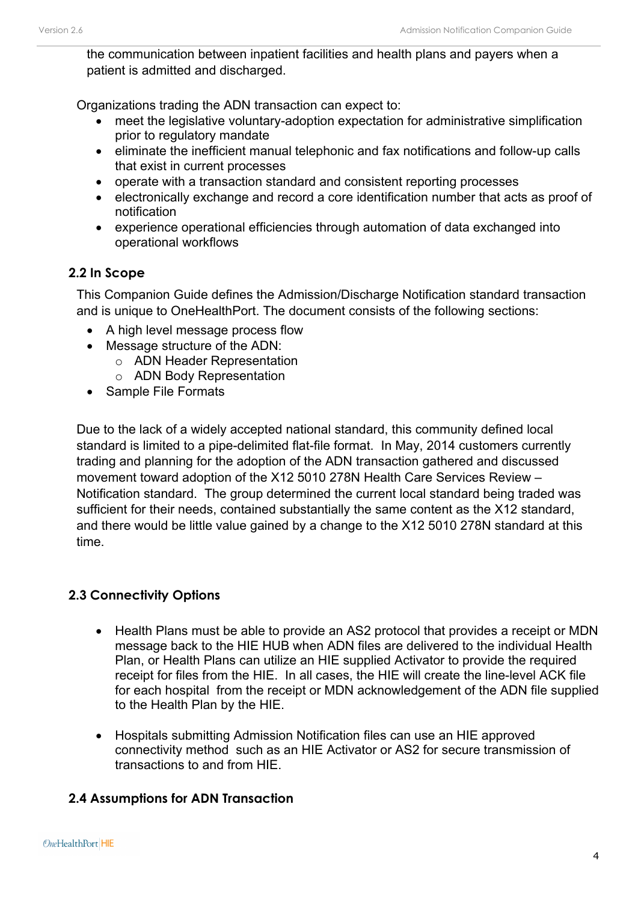the communication between inpatient facilities and health plans and payers when a patient is admitted and discharged.

Organizations trading the ADN transaction can expect to:

- meet the legislative voluntary-adoption expectation for administrative simplification prior to regulatory mandate
- eliminate the inefficient manual telephonic and fax notifications and follow-up calls that exist in current processes
- operate with a transaction standard and consistent reporting processes
- electronically exchange and record a core identification number that acts as proof of notification
- experience operational efficiencies through automation of data exchanged into operational workflows

## 2.2 In Scope

This Companion Guide defines the Admission/Discharge Notification standard transaction and is unique to OneHealthPort. The document consists of the following sections:

- A high level message process flow
- Message structure of the ADN:
  - ADN Header Representation
  - ADN Body Representation
- Sample File Formats

Due to the lack of a widely accepted national standard, this community defined local standard is limited to a pipe-delimited flat-file format. In May, 2014 customers currently trading and planning for the adoption of the ADN transaction gathered and discussed movement toward adoption of the X12 5010 278N Health Care Services Review – Notification standard. The group determined the current local standard being traded was sufficient for their needs, contained substantially the same content as the X12 standard, and there would be little value gained by a change to the X12 5010 278N standard at this time.

## 2.3 Connectivity Options

- Health Plans must be able to provide an AS2 protocol that provides a receipt or MDN message back to the HIE HUB when ADN files are delivered to the individual Health Plan, or Health Plans can utilize an HIE supplied Activator to provide the required receipt for files from the HIE. In all cases, the HIE will create the line-level ACK file for each hospital from the receipt or MDN acknowledgement of the ADN file supplied to the Health Plan by the HIE.

- Hospitals submitting Admission Notification files can use an HIE approved connectivity method such as an HIE Activator or AS2 for secure transmission of transactions to and from HIE.

## 2.4 Assumptions for ADN Transaction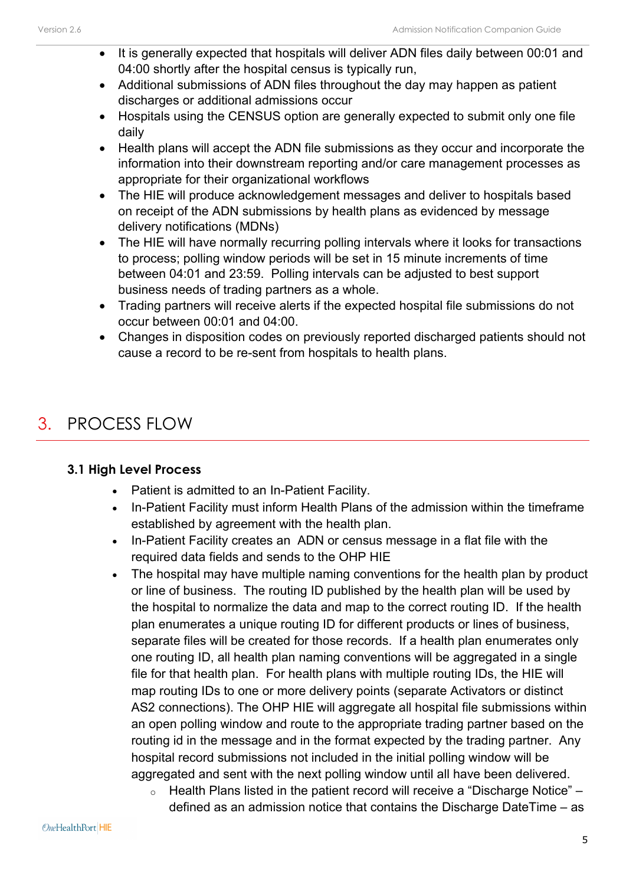- It is generally expected that hospitals will deliver ADN files daily between 00:01 and 04:00 shortly after the hospital census is typically run,
- Additional submissions of ADN files throughout the day may happen as patient discharges or additional admissions occur
- Hospitals using the CENSUS option are generally expected to submit only one file daily
- Health plans will accept the ADN file submissions as they occur and incorporate the information into their downstream reporting and/or care management processes as appropriate for their organizational workflows
- The HIE will produce acknowledgement messages and deliver to hospitals based on receipt of the ADN submissions by health plans as evidenced by message delivery notifications (MDNs)
- The HIE will have normally recurring polling intervals where it looks for transactions to process; polling window periods will be set in 15 minute increments of time between 04:01 and 23:59. Polling intervals can be adjusted to best support business needs of trading partners as a whole.
- Trading partners will receive alerts if the expected hospital file submissions do not occur between 00:01 and 04:00.
- Changes in disposition codes on previously reported discharged patients should not cause a record to be re-sent from hospitals to health plans.

# 3. PROCESS FLOW

## 3.1 High Level Process

- Patient is admitted to an In-Patient Facility.
- In-Patient Facility must inform Health Plans of the admission within the timeframe established by agreement with the health plan.
- In-Patient Facility creates an ADN or census message in a flat file with the required data fields and sends to the OHP HIE
- The hospital may have multiple naming conventions for the health plan by product or line of business. The routing ID published by the health plan will be used by the hospital to normalize the data and map to the correct routing ID. If the health plan enumerates a unique routing ID for different products or lines of business, separate files will be created for those records. If a health plan enumerates only one routing ID, all health plan naming conventions will be aggregated in a single file for that health plan. For health plans with multiple routing IDs, the HIE will map routing IDs to one or more delivery points (separate Activators or distinct AS2 connections). The OHP HIE will aggregate all hospital file submissions within an open polling window and route to the appropriate trading partner based on the routing id in the message and in the format expected by the trading partner. Any hospital record submissions not included in the initial polling window will be aggregated and sent with the next polling window until all have been delivered.
  - Health Plans listed in the patient record will receive a "Discharge Notice" – defined as an admission notice that contains the Discharge DateTime – as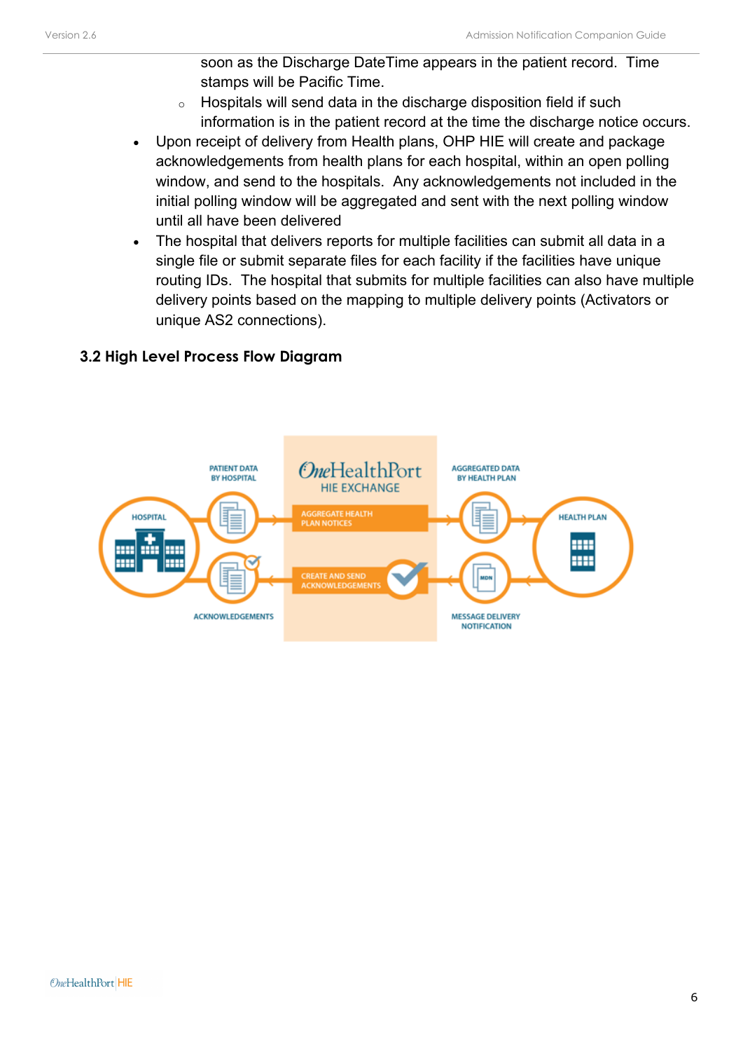soon as the Discharge DateTime appears in the patient record. Time stamps will be Pacific Time.
  - Hospitals will send data in the discharge disposition field if such information is in the patient record at the time the discharge notice occurs.
- Upon receipt of delivery from Health plans, OHP HIE will create and package acknowledgements from health plans for each hospital, within an open polling window, and send to the hospitals. Any acknowledgements not included in the initial polling window will be aggregated and sent with the next polling window until all have been delivered
- The hospital that delivers reports for multiple facilities can submit all data in a single file or submit separate files for each facility if the facilities have unique routing IDs. The hospital that submits for multiple facilities can also have multiple delivery points based on the mapping to multiple delivery points (Activators or unique AS2 connections).

### 3.2 High Level Process Flow Diagram

HOSPITAL — PATIENT DATA BY HOSPITAL — OneHealthPort HIE EXCHANGE: AGGREGATE HEALTH PLAN NOTICES — AGGREGATED DATA BY HEALTH PLAN — HEALTH PLAN

HEALTH PLAN — MESSAGE DELIVERY NOTIFICATION (MDN) — OneHealthPort HIE EXCHANGE: CREATE AND SEND ACKNOWLEDGEMENTS — ACKNOWLEDGEMENTS — HOSPITAL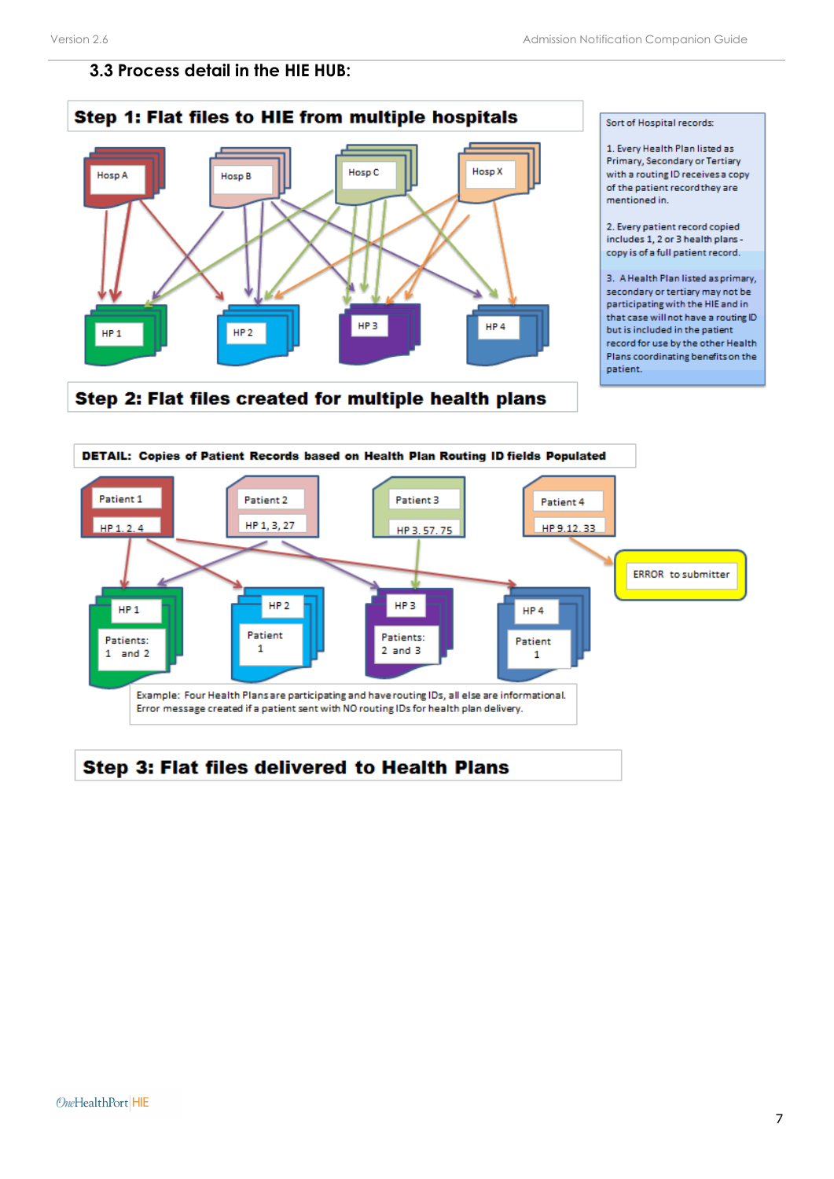### 3.3 Process detail in the HIE HUB:

**Step 1: Flat files to HIE from multiple hospitals**

Hosp A

Hosp B

Hosp C

Hosp X

HP 1

HP 2

HP 3

HP 4

**Step 2: Flat files created for multiple health plans**

Sort of Hospital records:

1. Every Health Plan listed as Primary, Secondary or Tertiary with a routing ID receives a copy of the patient record they are mentioned in.

2. Every patient record copied includes 1, 2 or 3 health plans - copy is of a full patient record.

3. A Health Plan listed as primary, secondary or tertiary may not be participating with the HIE and in that case will not have a routing ID but is included in the patient record for use by the other Health Plans coordinating benefits on the patient.

**DETAIL: Copies of Patient Records based on Health Plan Routing ID fields Populated**

Patient 1 — HP 1, 2, 4

Patient 2 — HP 1, 3, 27

Patient 3 — HP 3, 57, 75

Patient 4 — HP 9, 12, 33

ERROR to submitter

HP 1 — Patients: 1 and 2

HP 2 — Patient 1

HP 3 — Patients: 2 and 3

HP 4 — Patient 1

Example: Four Health Plans are participating and have routing IDs, all else are informational. Error message created if a patient sent with NO routing IDs for health plan delivery.

**Step 3: Flat files delivered to Health Plans**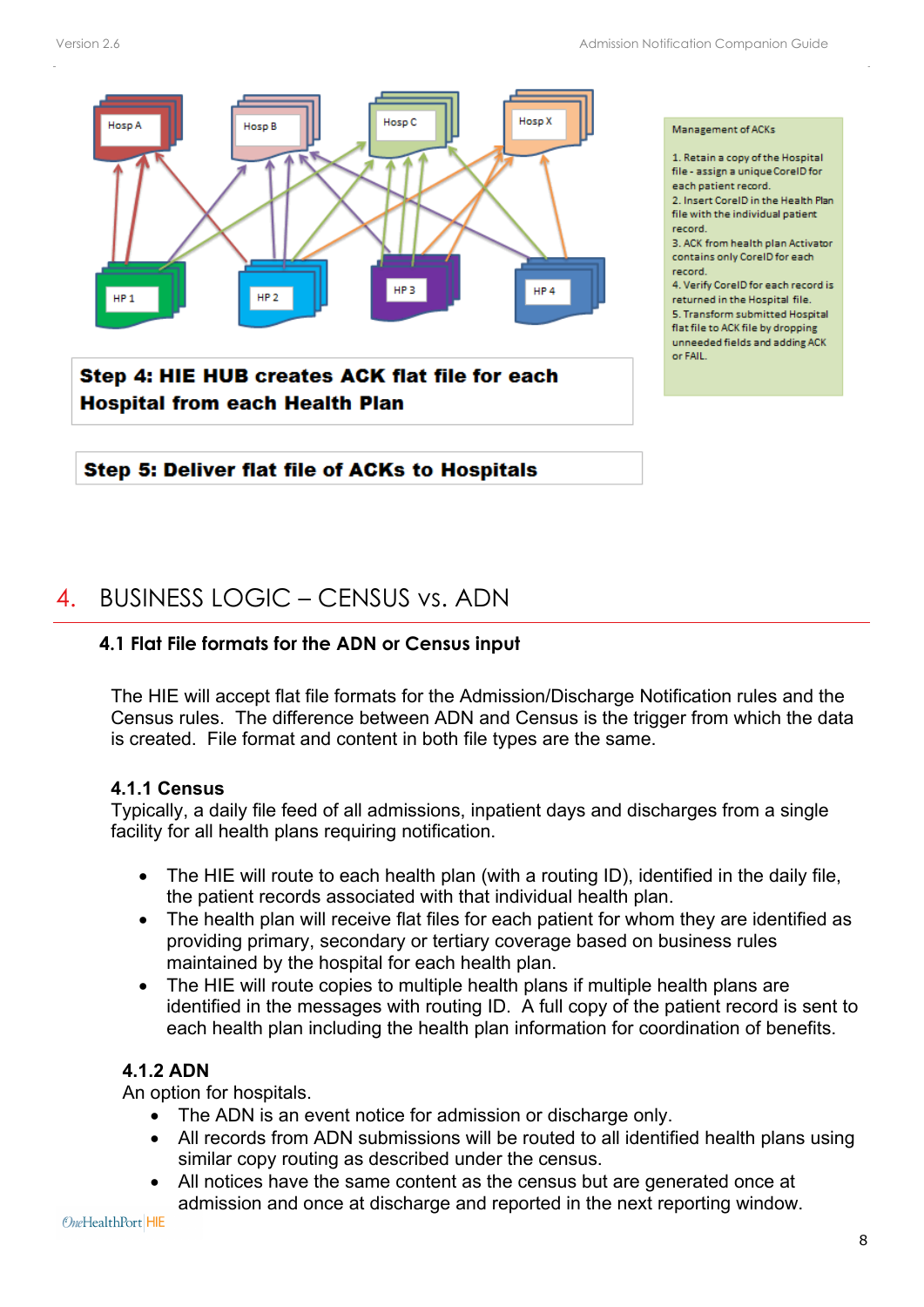Hosp A

Hosp B

Hosp C

Hosp X

HP 1

HP 2

HP 3

HP 4

**Step 4: HIE HUB creates ACK flat file for each Hospital from each Health Plan**

**Step 5: Deliver flat file of ACKs to Hospitals**

Management of ACKs

1. Retain a copy of the Hospital file - assign a unique CoreID for each patient record.
2. Insert CoreID in the Health Plan file with the individual patient record.
3. ACK from health plan Activator contains only CoreID for each record.
4. Verify CoreID for each record is returned in the Hospital file.
5. Transform submitted Hospital flat file to ACK file by dropping unneeded fields and adding ACK or FAIL.

# 4. BUSINESS LOGIC – CENSUS vs. ADN

## 4.1 Flat File formats for the ADN or Census input

The HIE will accept flat file formats for the Admission/Discharge Notification rules and the Census rules. The difference between ADN and Census is the trigger from which the data is created. File format and content in both file types are the same.

### 4.1.1 Census

Typically, a daily file feed of all admissions, inpatient days and discharges from a single facility for all health plans requiring notification.

- The HIE will route to each health plan (with a routing ID), identified in the daily file, the patient records associated with that individual health plan.
- The health plan will receive flat files for each patient for whom they are identified as providing primary, secondary or tertiary coverage based on business rules maintained by the hospital for each health plan.
- The HIE will route copies to multiple health plans if multiple health plans are identified in the messages with routing ID. A full copy of the patient record is sent to each health plan including the health plan information for coordination of benefits.

### 4.1.2 ADN

An option for hospitals.

- The ADN is an event notice for admission or discharge only.
- All records from ADN submissions will be routed to all identified health plans using similar copy routing as described under the census.
- All notices have the same content as the census but are generated once at admission and once at discharge and reported in the next reporting window.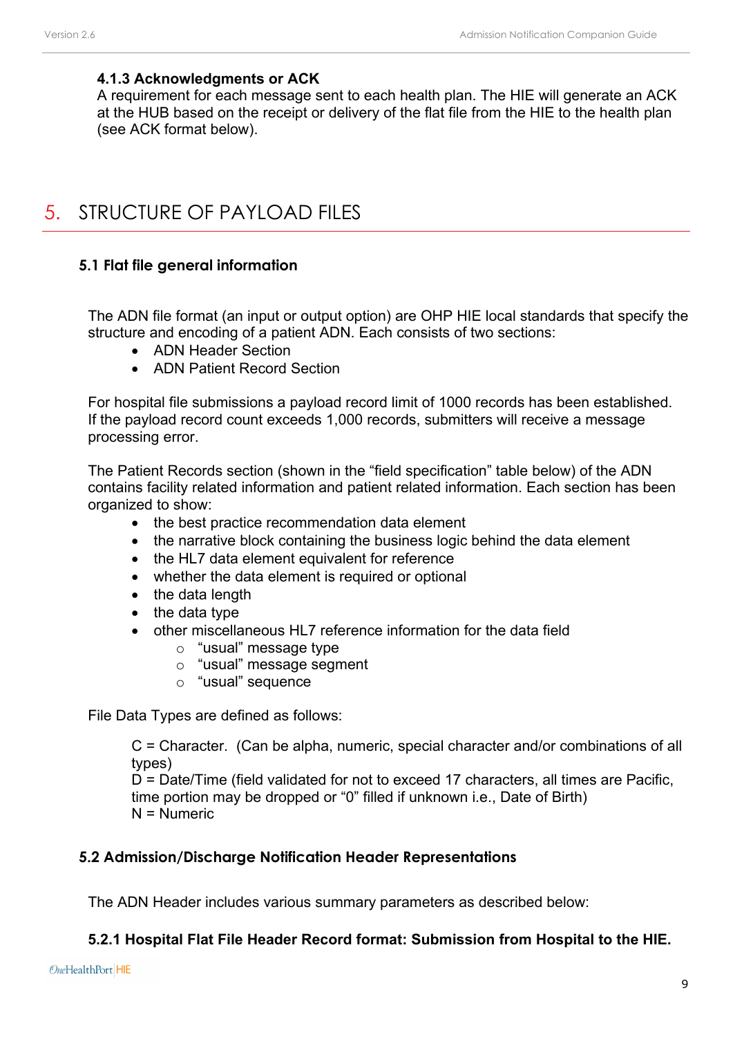#### 4.1.3 Acknowledgments or ACK

A requirement for each message sent to each health plan. The HIE will generate an ACK at the HUB based on the receipt or delivery of the flat file from the HIE to the health plan (see ACK format below).

# 5. STRUCTURE OF PAYLOAD FILES

## 5.1 Flat file general information

The ADN file format (an input or output option) are OHP HIE local standards that specify the structure and encoding of a patient ADN. Each consists of two sections:

- ADN Header Section
- ADN Patient Record Section

For hospital file submissions a payload record limit of 1000 records has been established. If the payload record count exceeds 1,000 records, submitters will receive a message processing error.

The Patient Records section (shown in the "field specification" table below) of the ADN contains facility related information and patient related information. Each section has been organized to show:

- the best practice recommendation data element
- the narrative block containing the business logic behind the data element
- the HL7 data element equivalent for reference
- whether the data element is required or optional
- the data length
- the data type
- other miscellaneous HL7 reference information for the data field
  - "usual" message type
  - "usual" message segment
  - "usual" sequence

File Data Types are defined as follows:

C = Character. (Can be alpha, numeric, special character and/or combinations of all types)
D = Date/Time (field validated for not to exceed 17 characters, all times are Pacific, time portion may be dropped or "0" filled if unknown i.e., Date of Birth)
N = Numeric

## 5.2 Admission/Discharge Notification Header Representations

The ADN Header includes various summary parameters as described below:

#### 5.2.1 Hospital Flat File Header Record format: Submission from Hospital to the HIE.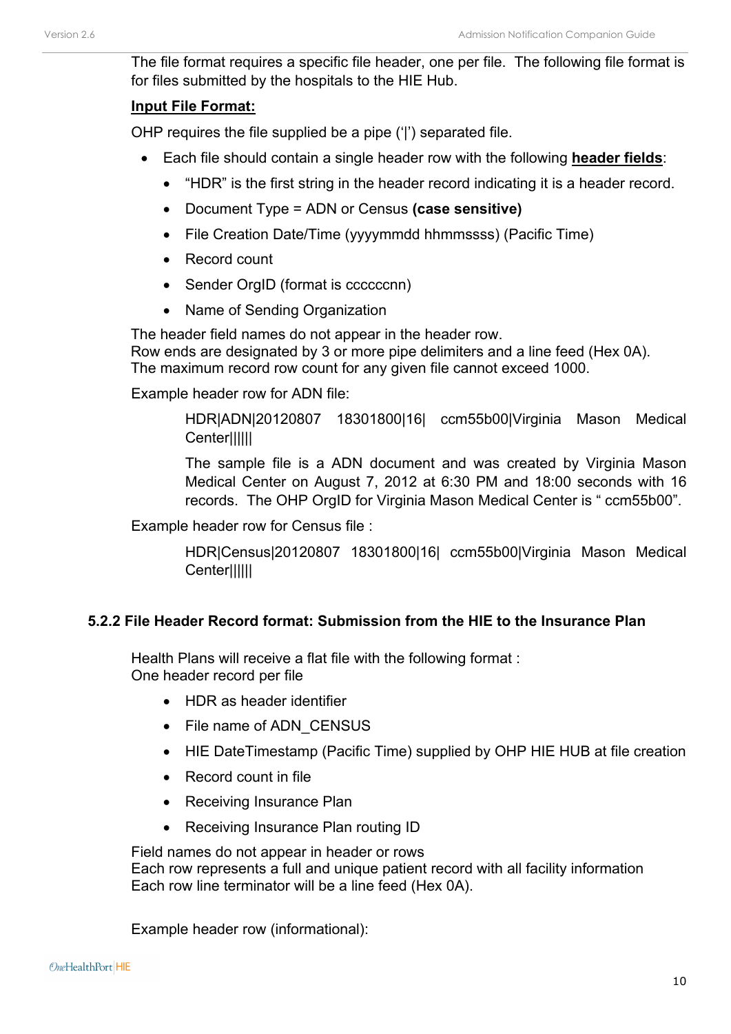The file format requires a specific file header, one per file. The following file format is for files submitted by the hospitals to the HIE Hub.

**Input File Format:**

OHP requires the file supplied be a pipe ('|') separated file.

- Each file should contain a single header row with the following **header fields**:
  - "HDR" is the first string in the header record indicating it is a header record.
  - Document Type = ADN or Census **(case sensitive)**
  - File Creation Date/Time (yyyymmdd hhmmssss) (Pacific Time)
  - Record count
  - Sender OrgID (format is ccccccnn)
  - Name of Sending Organization

The header field names do not appear in the header row.
Row ends are designated by 3 or more pipe delimiters and a line feed (Hex 0A).
The maximum record row count for any given file cannot exceed 1000.

Example header row for ADN file:

> HDR|ADN|20120807 18301800|16| ccm55b00|Virginia Mason Medical Center|||||
>
> The sample file is a ADN document and was created by Virginia Mason Medical Center on August 7, 2012 at 6:30 PM and 18:00 seconds with 16 records. The OHP OrgID for Virginia Mason Medical Center is " ccm55b00".

Example header row for Census file :

> HDR|Census|20120807 18301800|16| ccm55b00|Virginia Mason Medical Center|||||

### 5.2.2 File Header Record format: Submission from the HIE to the Insurance Plan

Health Plans will receive a flat file with the following format :
One header record per file

- HDR as header identifier
- File name of ADN_CENSUS
- HIE DateTimestamp (Pacific Time) supplied by OHP HIE HUB at file creation
- Record count in file
- Receiving Insurance Plan
- Receiving Insurance Plan routing ID

Field names do not appear in header or rows
Each row represents a full and unique patient record with all facility information
Each row line terminator will be a line feed (Hex 0A).

Example header row (informational):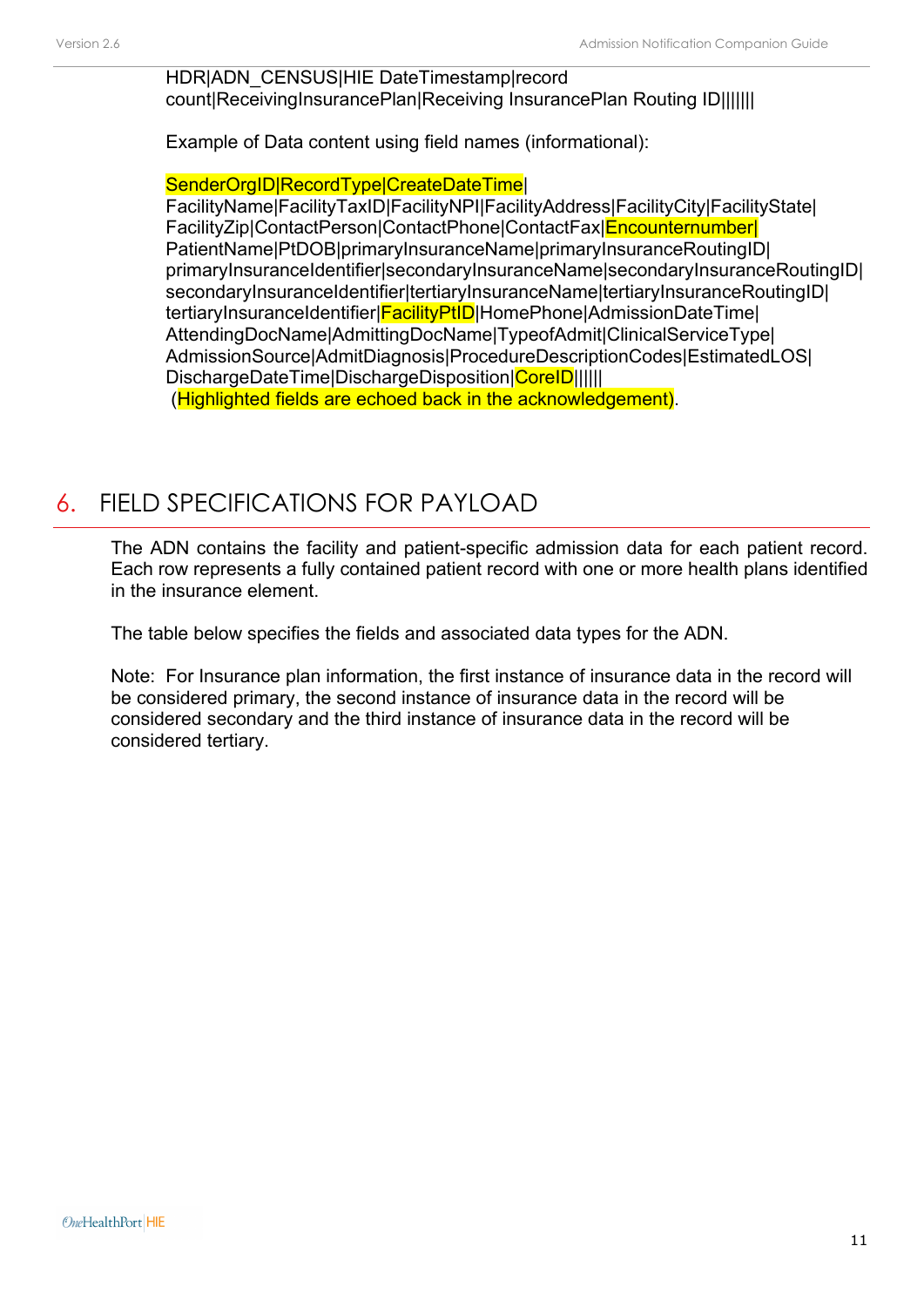HDR|ADN_CENSUS|HIE DateTimestamp|record count|ReceivingInsurancePlan|Receiving InsurancePlan Routing ID||||||

Example of Data content using field names (informational):

SenderOrgID|RecordType|CreateDateTime|
FacilityName|FacilityTaxID|FacilityNPI|FacilityAddress|FacilityCity|FacilityState|
FacilityZip|ContactPerson|ContactPhone|ContactFax|Encounternumber|
PatientName|PtDOB|primaryInsuranceName|primaryInsuranceRoutingID|
primaryInsuranceIdentifier|secondaryInsuranceName|secondaryInsuranceRoutingID|
secondaryInsuranceIdentifier|tertiaryInsuranceName|tertiaryInsuranceRoutingID|
tertiaryInsuranceIdentifier|FacilityPtID|HomePhone|AdmissionDateTime|
AttendingDocName|AdmittingDocName|TypeofAdmit|ClinicalServiceType|
AdmissionSource|AdmitDiagnosis|ProcedureDescriptionCodes|EstimatedLOS|
DischargeDateTime|DischargeDisposition|CoreID|||||
(Highlighted fields are echoed back in the acknowledgement).

# 6. FIELD SPECIFICATIONS FOR PAYLOAD

The ADN contains the facility and patient-specific admission data for each patient record. Each row represents a fully contained patient record with one or more health plans identified in the insurance element.

The table below specifies the fields and associated data types for the ADN.

Note: For Insurance plan information, the first instance of insurance data in the record will be considered primary, the second instance of insurance data in the record will be considered secondary and the third instance of insurance data in the record will be considered tertiary.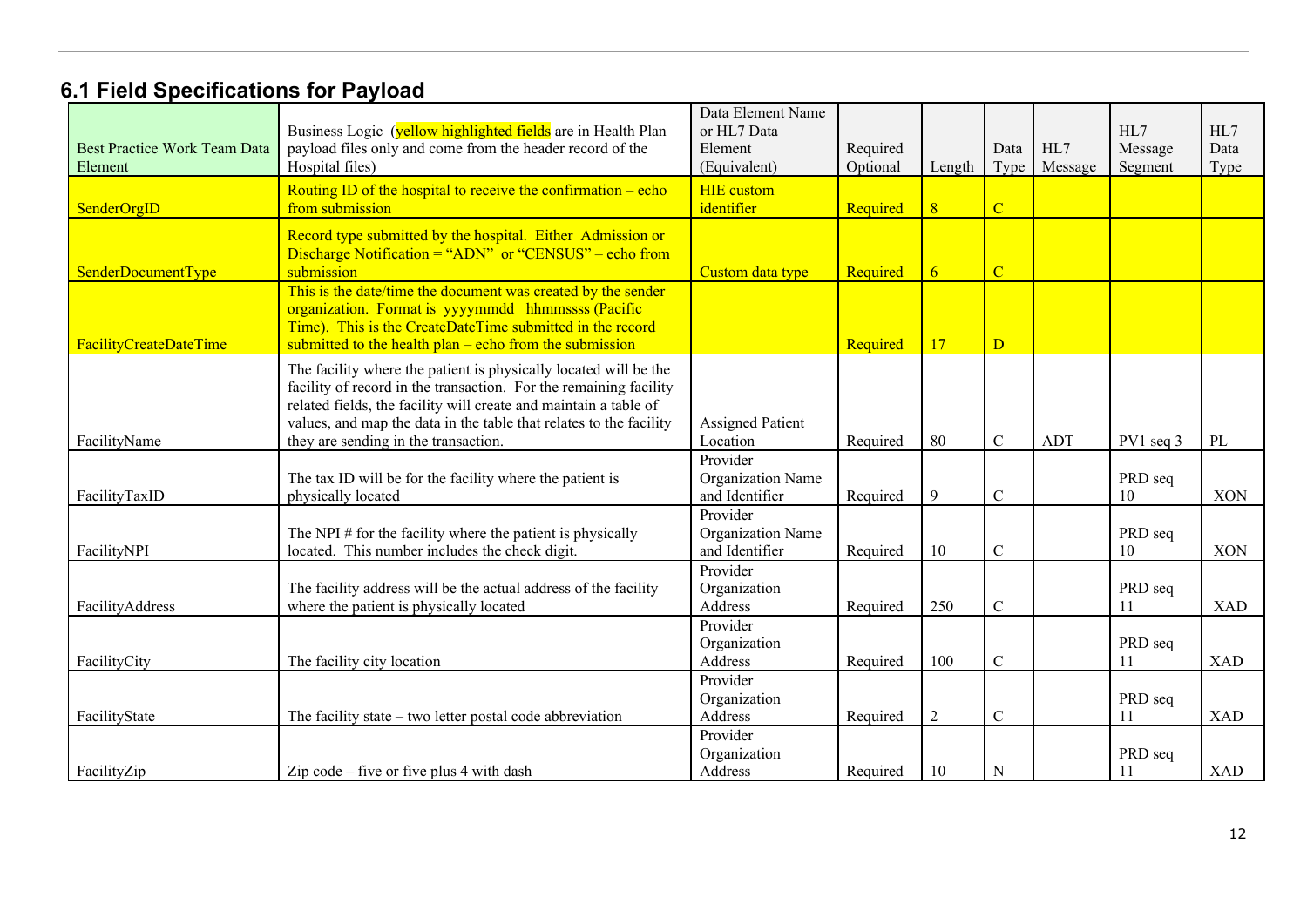## 6.1 Field Specifications for Payload

| Best Practice Work Team Data Element | Business Logic (yellow highlighted fields are in Health Plan payload files only and come from the header record of the Hospital files) | Data Element Name or HL7 Data Element (Equivalent) | Required Optional | Length | Data Type | HL7 Message | HL7 Message Segment | HL7 Data Type |
|---|---|---|---|---|---|---|---|---|
| SenderOrgID | Routing ID of the hospital to receive the confirmation – echo from submission | HIE custom identifier | Required | 8 | C | | | |
| SenderDocumentType | Record type submitted by the hospital. Either Admission or Discharge Notification = "ADN" or "CENSUS" – echo from submission | Custom data type | Required | 6 | C | | | |
| FacilityCreateDateTime | This is the date/time the document was created by the sender organization. Format is yyyymmdd hhmmssss (Pacific Time). This is the CreateDateTime submitted in the record submitted to the health plan – echo from the submission | | Required | 17 | D | | | |
| FacilityName | The facility where the patient is physically located will be the facility of record in the transaction. For the remaining facility related fields, the facility will create and maintain a table of values, and map the data in the table that relates to the facility they are sending in the transaction. | Assigned Patient Location | Required | 80 | C | ADT | PV1 seq 3 | PL |
| FacilityTaxID | The tax ID will be for the facility where the patient is physically located | Provider Organization Name and Identifier | Required | 9 | C | | PRD seq 10 | XON |
| FacilityNPI | The NPI # for the facility where the patient is physically located. This number includes the check digit. | Provider Organization Name and Identifier | Required | 10 | C | | PRD seq 10 | XON |
| FacilityAddress | The facility address will be the actual address of the facility where the patient is physically located | Provider Organization Address | Required | 250 | C | | PRD seq 11 | XAD |
| FacilityCity | The facility city location | Provider Organization Address | Required | 100 | C | | PRD seq 11 | XAD |
| FacilityState | The facility state – two letter postal code abbreviation | Provider Organization Address | Required | 2 | C | | PRD seq 11 | XAD |
| FacilityZip | Zip code – five or five plus 4 with dash | Provider Organization Address | Required | 10 | N | | PRD seq 11 | XAD |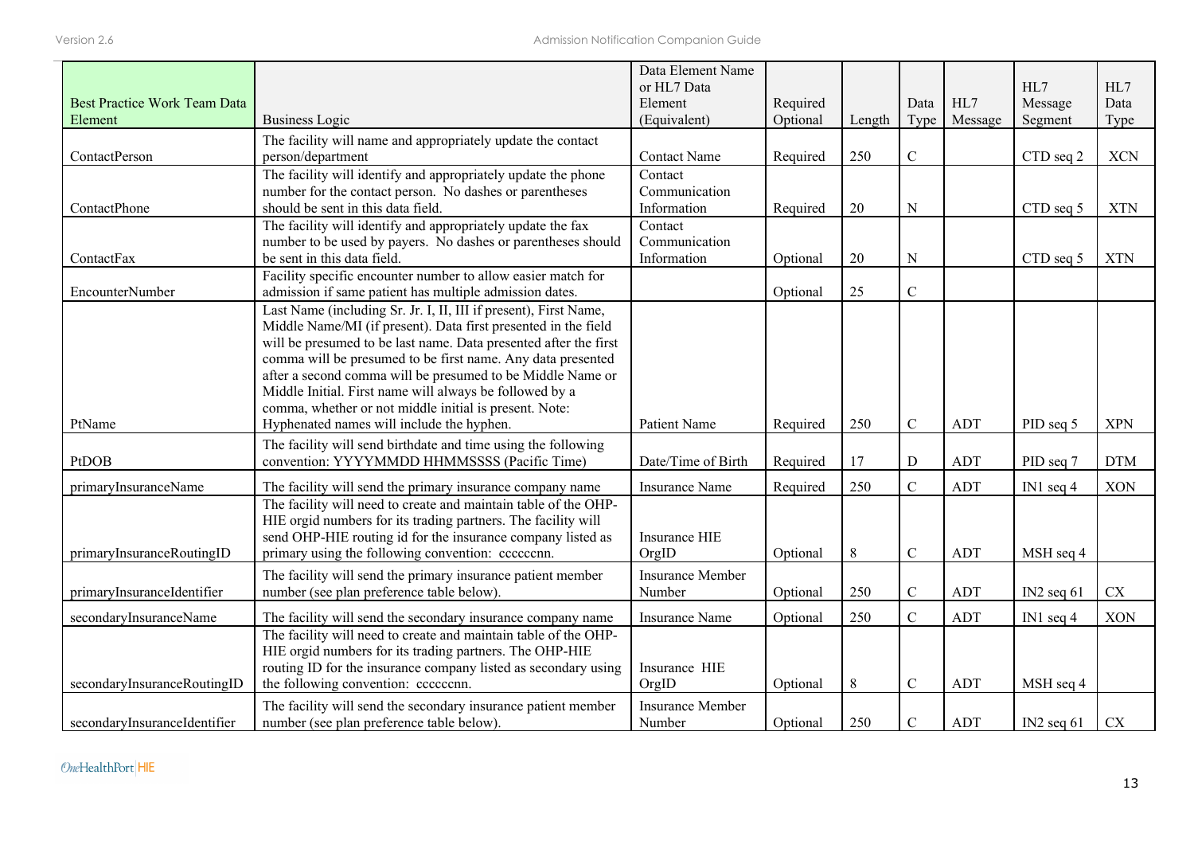| Best Practice Work Team Data Element | Business Logic | Data Element Name or HL7 Data Element (Equivalent) | Required Optional | Length | Data Type | HL7 Message | HL7 Message Segment | HL7 Data Type |
|---|---|---|---|---|---|---|---|---|
| ContactPerson | The facility will name and appropriately update the contact person/department | Contact Name | Required | 250 | C | | CTD seq 2 | XCN |
| ContactPhone | The facility will identify and appropriately update the phone number for the contact person. No dashes or parentheses should be sent in this data field. | Contact Communication Information | Required | 20 | N | | CTD seq 5 | XTN |
| ContactFax | The facility will identify and appropriately update the fax number to be used by payers. No dashes or parentheses should be sent in this data field. | Contact Communication Information | Optional | 20 | N | | CTD seq 5 | XTN |
| EncounterNumber | Facility specific encounter number to allow easier match for admission if same patient has multiple admission dates. | | Optional | 25 | C | | | |
| PtName | Last Name (including Sr. Jr. I, II, III if present), First Name, Middle Name/MI (if present). Data first presented in the field will be presumed to be last name. Data presented after the first comma will be presumed to be first name. Any data presented after a second comma will be presumed to be Middle Name or Middle Initial. First name will always be followed by a comma, whether or not middle initial is present. Note: Hyphenated names will include the hyphen. | Patient Name | Required | 250 | C | ADT | PID seq 5 | XPN |
| PtDOB | The facility will send birthdate and time using the following convention: YYYYMMDD HHMMSSSS (Pacific Time) | Date/Time of Birth | Required | 17 | D | ADT | PID seq 7 | DTM |
| primaryInsuranceName | The facility will send the primary insurance company name | Insurance Name | Required | 250 | C | ADT | IN1 seq 4 | XON |
| primaryInsuranceRoutingID | The facility will need to create and maintain table of the OHP-HIE orgid numbers for its trading partners. The facility will send OHP-HIE routing id for the insurance company listed as primary using the following convention: cccccnn. | Insurance HIE OrgID | Optional | 8 | C | ADT | MSH seq 4 | |
| primaryInsuranceIdentifier | The facility will send the primary insurance patient member number (see plan preference table below). | Insurance Member Number | Optional | 250 | C | ADT | IN2 seq 61 | CX |
| secondaryInsuranceName | The facility will send the secondary insurance company name | Insurance Name | Optional | 250 | C | ADT | IN1 seq 4 | XON |
| secondaryInsuranceRoutingID | The facility will need to create and maintain table of the OHP-HIE orgid numbers for its trading partners. The OHP-HIE routing ID for the insurance company listed as secondary using the following convention: cccccnn. | Insurance HIE OrgID | Optional | 8 | C | ADT | MSH seq 4 | |
| secondaryInsuranceIdentifier | The facility will send the secondary insurance patient member number (see plan preference table below). | Insurance Member Number | Optional | 250 | C | ADT | IN2 seq 61 | CX |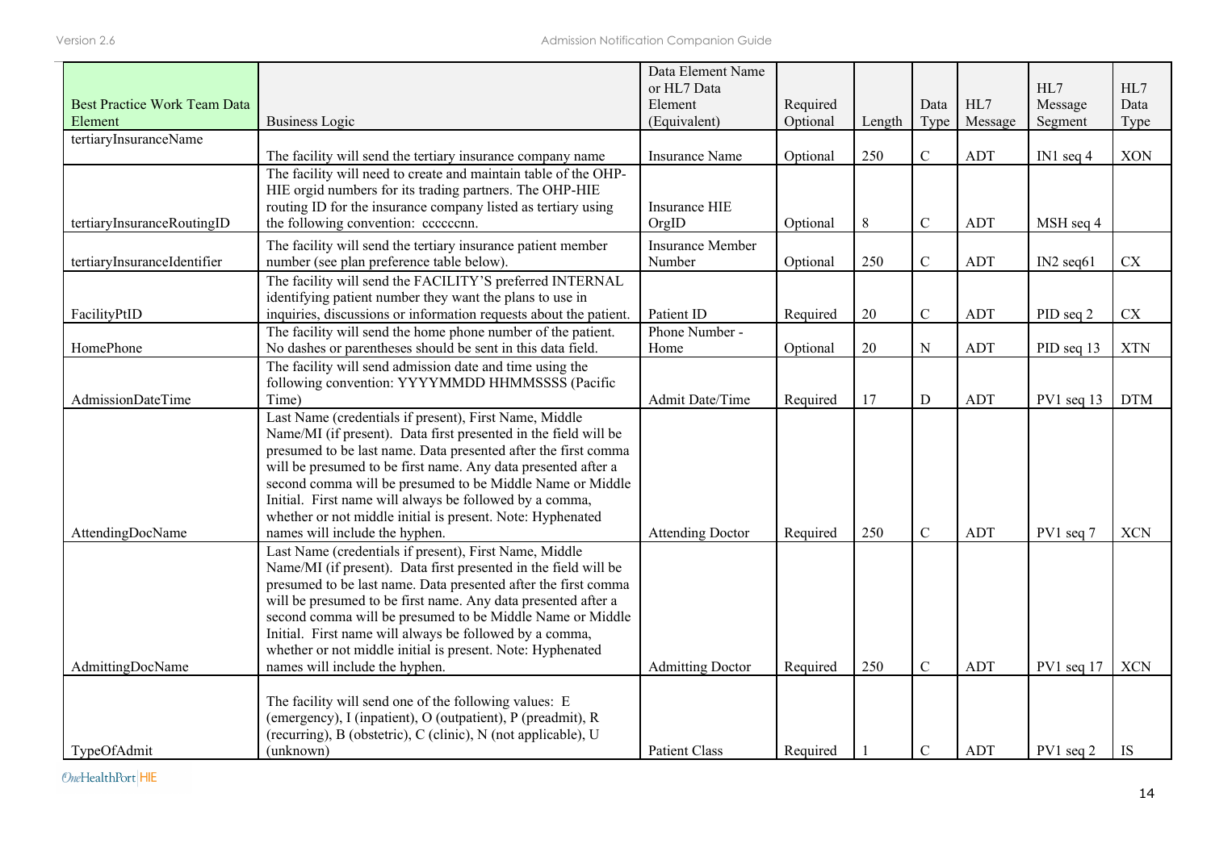| Best Practice Work Team Data Element | Business Logic | Data Element Name or HL7 Data Element (Equivalent) | Required Optional | Length | Data Type | HL7 Message | HL7 Message Segment | HL7 Data Type |
|---|---|---|---|---|---|---|---|---|
| tertiaryInsuranceName | The facility will send the tertiary insurance company name | Insurance Name | Optional | 250 | C | ADT | IN1 seq 4 | XON |
| tertiaryInsuranceRoutingID | The facility will need to create and maintain table of the OHP-HIE orgid numbers for its trading partners. The OHP-HIE routing ID for the insurance company listed as tertiary using the following convention: cccccnn. | Insurance HIE OrgID | Optional | 8 | C | ADT | MSH seq 4 | |
| tertiaryInsuranceIdentifier | The facility will send the tertiary insurance patient member number (see plan preference table below). | Insurance Member Number | Optional | 250 | C | ADT | IN2 seq61 | CX |
| FacilityPtID | The facility will send the FACILITY'S preferred INTERNAL identifying patient number they want the plans to use in inquiries, discussions or information requests about the patient. | Patient ID | Required | 20 | C | ADT | PID seq 2 | CX |
| HomePhone | The facility will send the home phone number of the patient. No dashes or parentheses should be sent in this data field. | Phone Number - Home | Optional | 20 | N | ADT | PID seq 13 | XTN |
| AdmissionDateTime | The facility will send admission date and time using the following convention: YYYYMMDD HHMMSSSS (Pacific Time) | Admit Date/Time | Required | 17 | D | ADT | PV1 seq 13 | DTM |
| AttendingDocName | Last Name (credentials if present), First Name, Middle Name/MI (if present). Data first presented in the field will be presumed to be last name. Data presented after the first comma will be presumed to be first name. Any data presented after a second comma will be presumed to be Middle Name or Middle Initial. First name will always be followed by a comma, whether or not middle initial is present. Note: Hyphenated names will include the hyphen. | Attending Doctor | Required | 250 | C | ADT | PV1 seq 7 | XCN |
| AdmittingDocName | Last Name (credentials if present), First Name, Middle Name/MI (if present). Data first presented in the field will be presumed to be last name. Data presented after the first comma will be presumed to be first name. Any data presented after a second comma will be presumed to be Middle Name or Middle Initial. First name will always be followed by a comma, whether or not middle initial is present. Note: Hyphenated names will include the hyphen. | Admitting Doctor | Required | 250 | C | ADT | PV1 seq 17 | XCN |
| TypeOfAdmit | The facility will send one of the following values: E (emergency), I (inpatient), O (outpatient), P (preadmit), R (recurring), B (obstetric), C (clinic), N (not applicable), U (unknown) | Patient Class | Required | 1 | C | ADT | PV1 seq 2 | IS |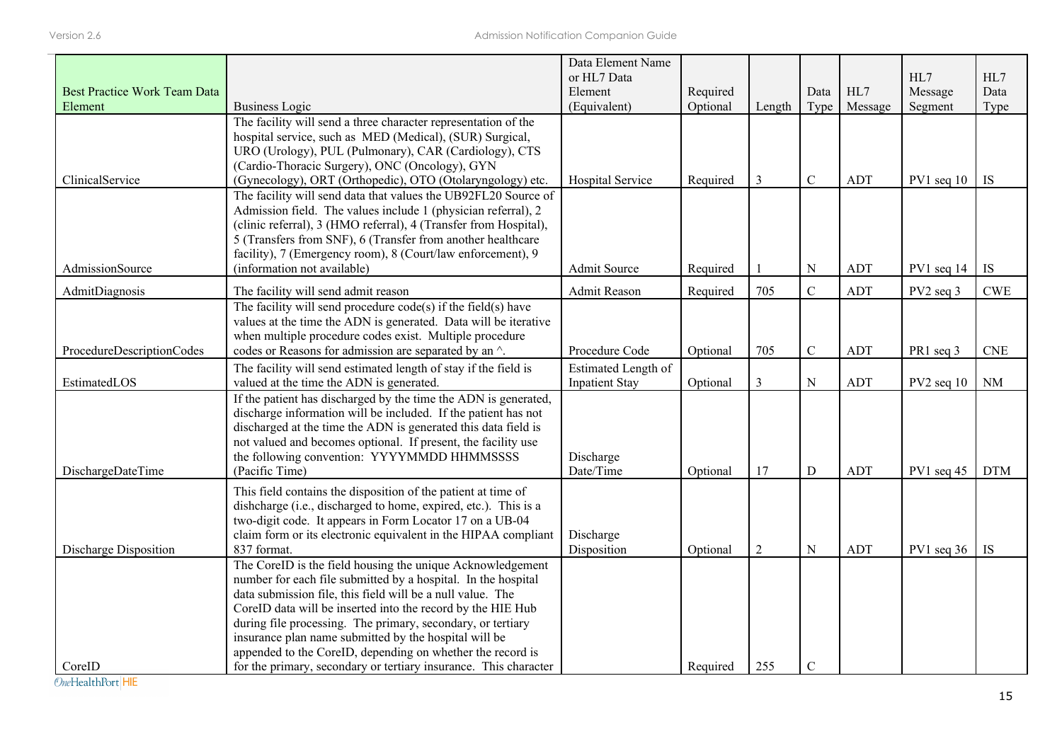| Best Practice Work Team Data Element | Business Logic | Data Element Name or HL7 Data Element (Equivalent) | Required Optional | Length | Data Type | HL7 Message | HL7 Message Segment | HL7 Data Type |
|---|---|---|---|---|---|---|---|---|
| ClinicalService | The facility will send a three character representation of the hospital service, such as MED (Medical), (SUR) Surgical, URO (Urology), PUL (Pulmonary), CAR (Cardiology), CTS (Cardio-Thoracic Surgery), ONC (Oncology), GYN (Gynecology), ORT (Orthopedic), OTO (Otolaryngology) etc. | Hospital Service | Required | 3 | C | ADT | PV1 seq 10 | IS |
| AdmissionSource | The facility will send data that values the UB92FL20 Source of Admission field. The values include 1 (physician referral), 2 (clinic referral), 3 (HMO referral), 4 (Transfer from Hospital), 5 (Transfers from SNF), 6 (Transfer from another healthcare facility), 7 (Emergency room), 8 (Court/law enforcement), 9 (information not available) | Admit Source | Required | 1 | N | ADT | PV1 seq 14 | IS |
| AdmitDiagnosis | The facility will send admit reason | Admit Reason | Required | 705 | C | ADT | PV2 seq 3 | CWE |
| ProcedureDescriptionCodes | The facility will send procedure code(s) if the field(s) have values at the time the ADN is generated. Data will be iterative when multiple procedure codes exist. Multiple procedure codes or Reasons for admission are separated by an ^. | Procedure Code | Optional | 705 | C | ADT | PR1 seq 3 | CNE |
| EstimatedLOS | The facility will send estimated length of stay if the field is valued at the time the ADN is generated. | Estimated Length of Inpatient Stay | Optional | 3 | N | ADT | PV2 seq 10 | NM |
| DischargeDateTime | If the patient has discharged by the time the ADN is generated, discharge information will be included. If the patient has not discharged at the time the ADN is generated this data field is not valued and becomes optional. If present, the facility use the following convention: YYYYMMDD HHMMSSSS (Pacific Time) | Discharge Date/Time | Optional | 17 | D | ADT | PV1 seq 45 | DTM |
| Discharge Disposition | This field contains the disposition of the patient at time of dishcharge (i.e., discharged to home, expired, etc.). This is a two-digit code. It appears in Form Locator 17 on a UB-04 claim form or its electronic equivalent in the HIPAA compliant 837 format. | Discharge Disposition | Optional | 2 | N | ADT | PV1 seq 36 | IS |
| CoreID | The CoreID is the field housing the unique Acknowledgement number for each file submitted by a hospital. In the hospital data submission file, this field will be a null value. The CoreID data will be inserted into the record by the HIE Hub during file processing. The primary, secondary, or tertiary insurance plan name submitted by the hospital will be appended to the CoreID, depending on whether the record is for the primary, secondary or tertiary insurance. This character | | Required | 255 | C | | | |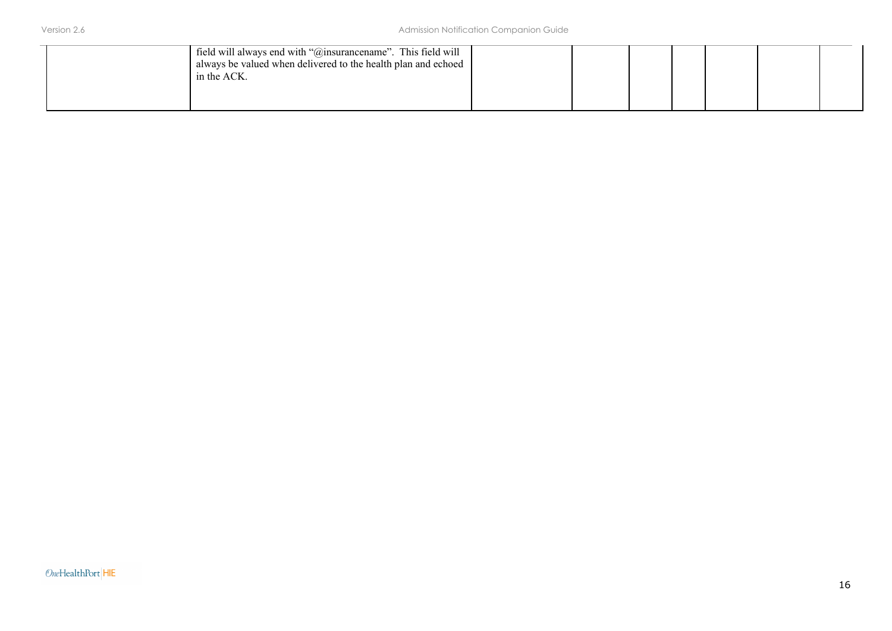|  | field will always end with "@insurancename".  This field will always be valued when delivered to the health plan and echoed in the ACK. |  |  |  |  |  |  |  |
|---|---|---|---|---|---|---|---|---|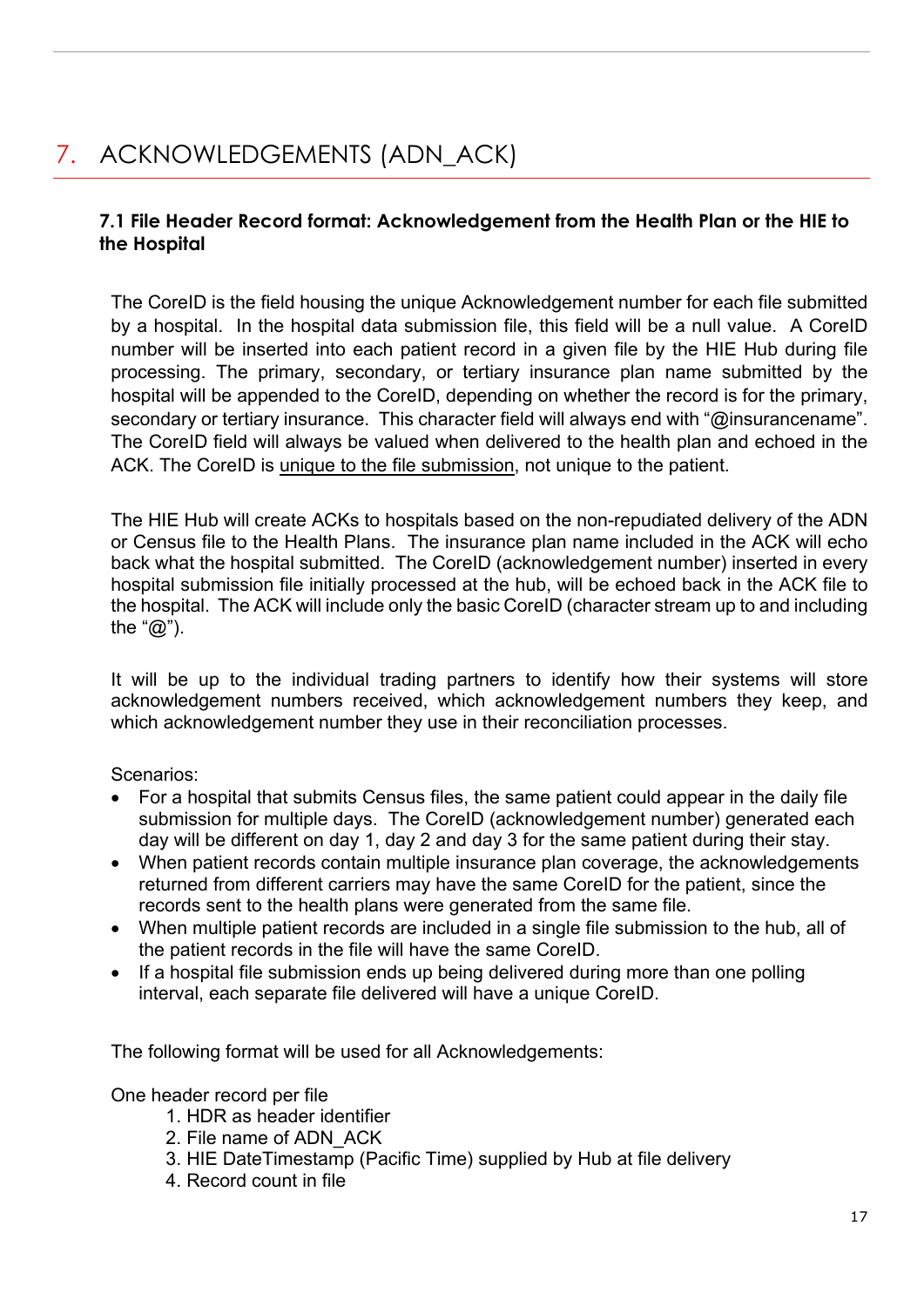# 7. ACKNOWLEDGEMENTS (ADN_ACK)

### 7.1 File Header Record format: Acknowledgement from the Health Plan or the HIE to the Hospital

The CoreID is the field housing the unique Acknowledgement number for each file submitted by a hospital. In the hospital data submission file, this field will be a null value. A CoreID number will be inserted into each patient record in a given file by the HIE Hub during file processing. The primary, secondary, or tertiary insurance plan name submitted by the hospital will be appended to the CoreID, depending on whether the record is for the primary, secondary or tertiary insurance. This character field will always end with "@insurancename". The CoreID field will always be valued when delivered to the health plan and echoed in the ACK. The CoreID is <u>unique to the file submission</u>, not unique to the patient.

The HIE Hub will create ACKs to hospitals based on the non-repudiated delivery of the ADN or Census file to the Health Plans. The insurance plan name included in the ACK will echo back what the hospital submitted. The CoreID (acknowledgement number) inserted in every hospital submission file initially processed at the hub, will be echoed back in the ACK file to the hospital. The ACK will include only the basic CoreID (character stream up to and including the "@").

It will be up to the individual trading partners to identify how their systems will store acknowledgement numbers received, which acknowledgement numbers they keep, and which acknowledgement number they use in their reconciliation processes.

Scenarios:

- For a hospital that submits Census files, the same patient could appear in the daily file submission for multiple days. The CoreID (acknowledgement number) generated each day will be different on day 1, day 2 and day 3 for the same patient during their stay.
- When patient records contain multiple insurance plan coverage, the acknowledgements returned from different carriers may have the same CoreID for the patient, since the records sent to the health plans were generated from the same file.
- When multiple patient records are included in a single file submission to the hub, all of the patient records in the file will have the same CoreID.
- If a hospital file submission ends up being delivered during more than one polling interval, each separate file delivered will have a unique CoreID.

The following format will be used for all Acknowledgements:

One header record per file

1. HDR as header identifier
2. File name of ADN_ACK
3. HIE DateTimestamp (Pacific Time) supplied by Hub at file delivery
4. Record count in file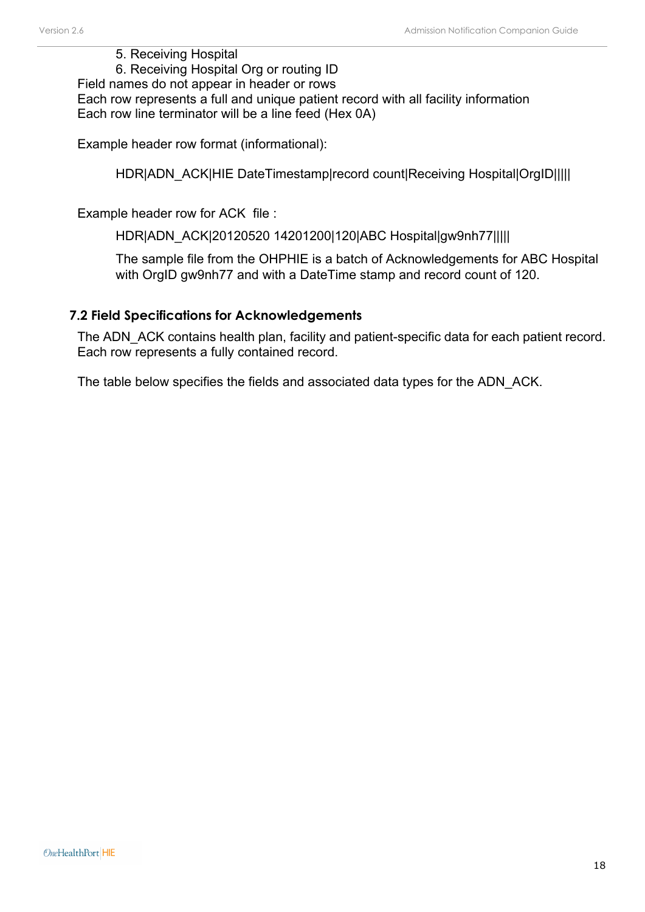5. Receiving Hospital
6. Receiving Hospital Org or routing ID

Field names do not appear in header or rows
Each row represents a full and unique patient record with all facility information
Each row line terminator will be a line feed (Hex 0A)

Example header row format (informational):

HDR|ADN_ACK|HIE DateTimestamp|record count|Receiving Hospital|OrgID|||||

Example header row for ACK file :

HDR|ADN_ACK|20120520 14201200|120|ABC Hospital|gw9nh77|||||

The sample file from the OHPHIE is a batch of Acknowledgements for ABC Hospital with OrgID gw9nh77 and with a DateTime stamp and record count of 120.

### 7.2 Field Specifications for Acknowledgements

The ADN_ACK contains health plan, facility and patient-specific data for each patient record. Each row represents a fully contained record.

The table below specifies the fields and associated data types for the ADN_ACK.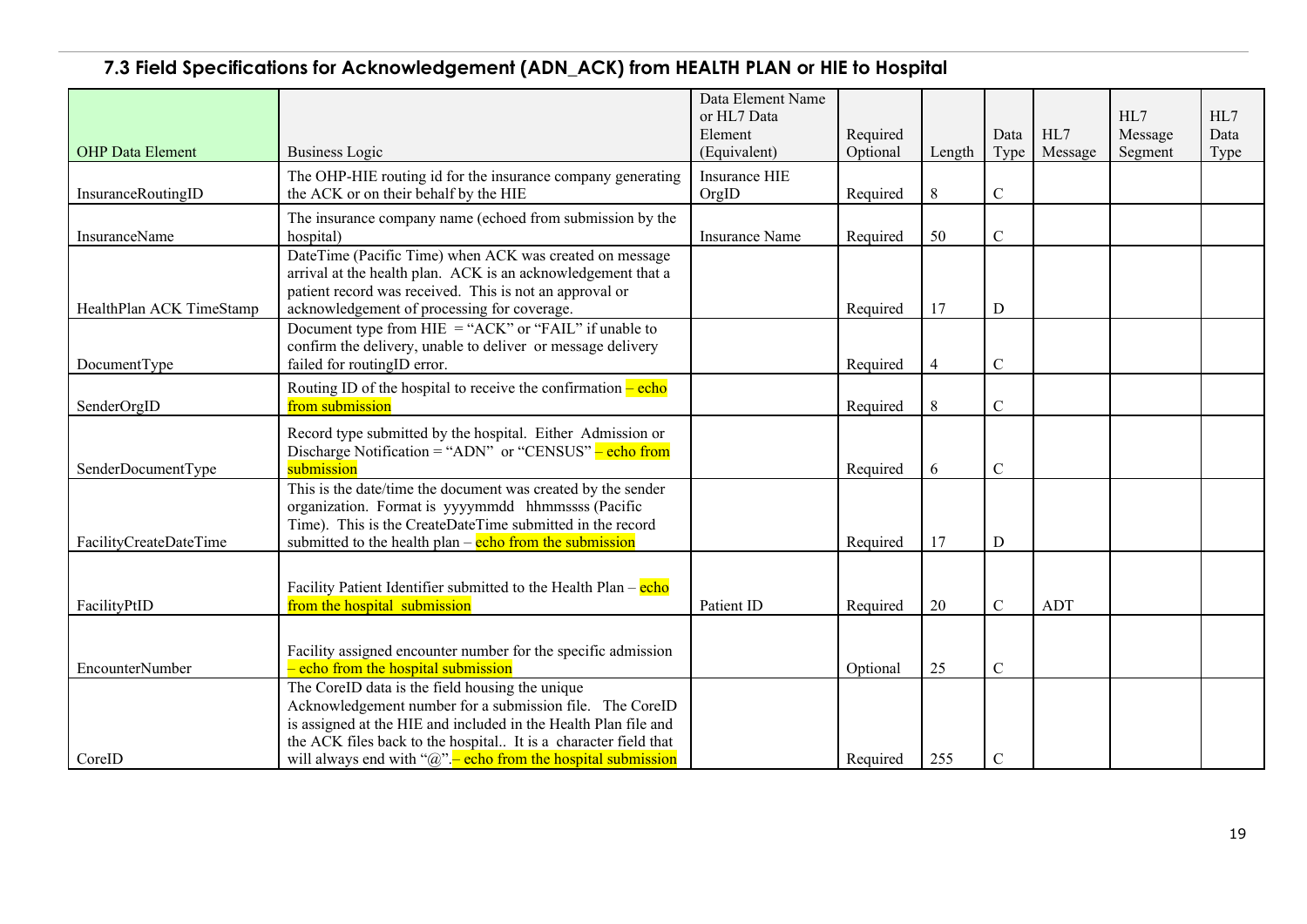## 7.3 Field Specifications for Acknowledgement (ADN_ACK) from HEALTH PLAN or HIE to Hospital

| OHP Data Element | Business Logic | Data Element Name or HL7 Data Element (Equivalent) | Required Optional | Length | Data Type | HL7 Message | HL7 Message Segment | HL7 Data Type |
|---|---|---|---|---|---|---|---|---|
| InsuranceRoutingID | The OHP-HIE routing id for the insurance company generating the ACK or on their behalf by the HIE | Insurance HIE OrgID | Required | 8 | C | | | |
| InsuranceName | The insurance company name (echoed from submission by the hospital) | Insurance Name | Required | 50 | C | | | |
| HealthPlan ACK TimeStamp | DateTime (Pacific Time) when ACK was created on message arrival at the health plan. ACK is an acknowledgement that a patient record was received. This is not an approval or acknowledgement of processing for coverage. | | Required | 17 | D | | | |
| DocumentType | Document type from HIE = "ACK" or "FAIL" if unable to confirm the delivery, unable to deliver or message delivery failed for routingID error. | | Required | 4 | C | | | |
| SenderOrgID | Routing ID of the hospital to receive the confirmation – echo from submission | | Required | 8 | C | | | |
| SenderDocumentType | Record type submitted by the hospital. Either Admission or Discharge Notification = "ADN" or "CENSUS" – echo from submission | | Required | 6 | C | | | |
| FacilityCreateDateTime | This is the date/time the document was created by the sender organization. Format is yyyymmdd hhmmssss (Pacific Time). This is the CreateDateTime submitted in the record submitted to the health plan – echo from the submission | | Required | 17 | D | | | |
| FacilityPtID | Facility Patient Identifier submitted to the Health Plan – echo from the hospital submission | Patient ID | Required | 20 | C | ADT | | |
| EncounterNumber | Facility assigned encounter number for the specific admission – echo from the hospital submission | | Optional | 25 | C | | | |
| CoreID | The CoreID data is the field housing the unique Acknowledgement number for a submission file. The CoreID is assigned at the HIE and included in the Health Plan file and the ACK files back to the hospital.. It is a character field that will always end with "@".– echo from the hospital submission | | Required | 255 | C | | | |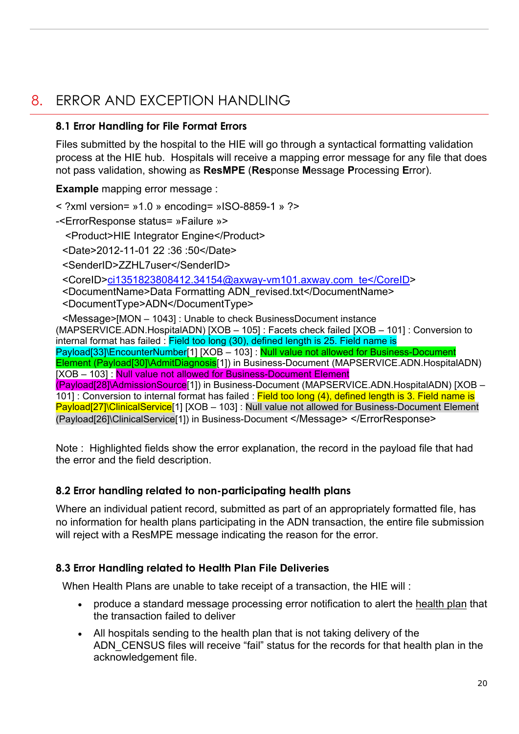# 8. ERROR AND EXCEPTION HANDLING

### 8.1 Error Handling for File Format Errors

Files submitted by the hospital to the HIE will go through a syntactical formatting validation process at the HIE hub. Hospitals will receive a mapping error message for any file that does not pass validation, showing as **ResMPE** (**Res**ponse **M**essage **P**rocessing **E**rror).

**Example** mapping error message :

< ?xml version= »1.0 » encoding= »ISO-8859-1 » ?>

-<ErrorResponse status= »Failure »>

<Product>HIE Integrator Engine</Product>

<Date>2012-11-01 22 :36 :50</Date>

<SenderID>ZZHL7user</SenderID>

<CoreID>ci1351823808412.34154@axway-vm101.axway.com_te</CoreID>

<DocumentName>Data Formatting ADN_revised.txt</DocumentName>

<DocumentType>ADN</DocumentType>

<Message>[MON – 1043] : Unable to check BusinessDocument instance (MAPSERVICE.ADN.HospitalADN) [XOB – 105] : Facets check failed [XOB – 101] : Conversion to internal format has failed : Field too long (30), defined length is 25. Field name is Payload[33]\EncounterNumber[1] [XOB – 103] : Null value not allowed for Business-Document Element (Payload[30]\AdmitDiagnosis[1]) in Business-Document (MAPSERVICE.ADN.HospitalADN) [XOB – 103] : Null value not allowed for Business-Document Element (Payload[28]\AdmissionSource[1]) in Business-Document (MAPSERVICE.ADN.HospitalADN) [XOB – 101] : Conversion to internal format has failed : Field too long (4), defined length is 3. Field name is Payload[27]\ClinicalService[1] [XOB – 103] : Null value not allowed for Business-Document Element (Payload[26]\ClinicalService[1]) in Business-Document </Message> </ErrorResponse>

Note : Highlighted fields show the error explanation, the record in the payload file that had the error and the field description.

### 8.2 Error handling related to non-participating health plans

Where an individual patient record, submitted as part of an appropriately formatted file, has no information for health plans participating in the ADN transaction, the entire file submission will reject with a ResMPE message indicating the reason for the error.

### 8.3 Error Handling related to Health Plan File Deliveries

When Health Plans are unable to take receipt of a transaction, the HIE will :

- produce a standard message processing error notification to alert the health plan that the transaction failed to deliver
- All hospitals sending to the health plan that is not taking delivery of the ADN_CENSUS files will receive "fail" status for the records for that health plan in the acknowledgement file.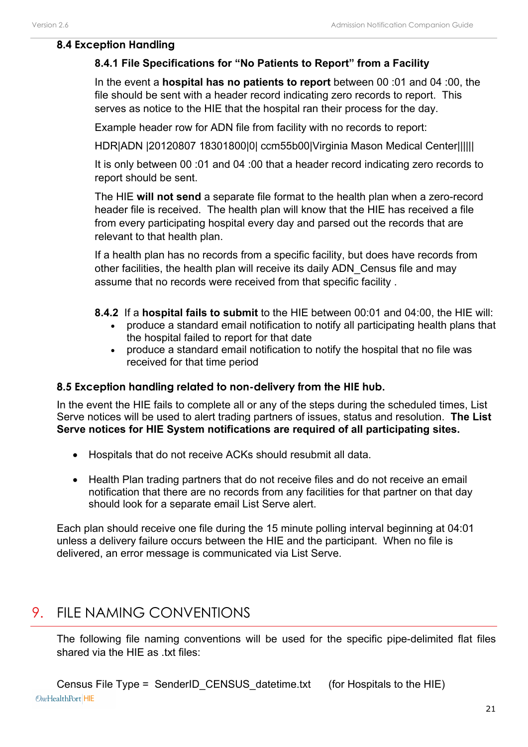## 8.4 Exception Handling

### 8.4.1 File Specifications for "No Patients to Report" from a Facility

In the event a **hospital has no patients to report** between 00 :01 and 04 :00, the file should be sent with a header record indicating zero records to report. This serves as notice to the HIE that the hospital ran their process for the day.

Example header row for ADN file from facility with no records to report:

HDR|ADN |20120807 18301800|0| ccm55b00|Virginia Mason Medical Center|||||

It is only between 00 :01 and 04 :00 that a header record indicating zero records to report should be sent.

The HIE **will not send** a separate file format to the health plan when a zero-record header file is received. The health plan will know that the HIE has received a file from every participating hospital every day and parsed out the records that are relevant to that health plan.

If a health plan has no records from a specific facility, but does have records from other facilities, the health plan will receive its daily ADN_Census file and may assume that no records were received from that specific facility .

**8.4.2** If a **hospital fails to submit** to the HIE between 00:01 and 04:00, the HIE will:

- produce a standard email notification to notify all participating health plans that the hospital failed to report for that date
- produce a standard email notification to notify the hospital that no file was received for that time period

## 8.5 Exception handling related to non-delivery from the HIE hub.

In the event the HIE fails to complete all or any of the steps during the scheduled times, List Serve notices will be used to alert trading partners of issues, status and resolution. **The List Serve notices for HIE System notifications are required of all participating sites.**

- Hospitals that do not receive ACKs should resubmit all data.
- Health Plan trading partners that do not receive files and do not receive an email notification that there are no records from any facilities for that partner on that day should look for a separate email List Serve alert.

Each plan should receive one file during the 15 minute polling interval beginning at 04:01 unless a delivery failure occurs between the HIE and the participant. When no file is delivered, an error message is communicated via List Serve.

# 9. FILE NAMING CONVENTIONS

The following file naming conventions will be used for the specific pipe-delimited flat files shared via the HIE as .txt files:

Census File Type = SenderID_CENSUS_datetime.txt (for Hospitals to the HIE)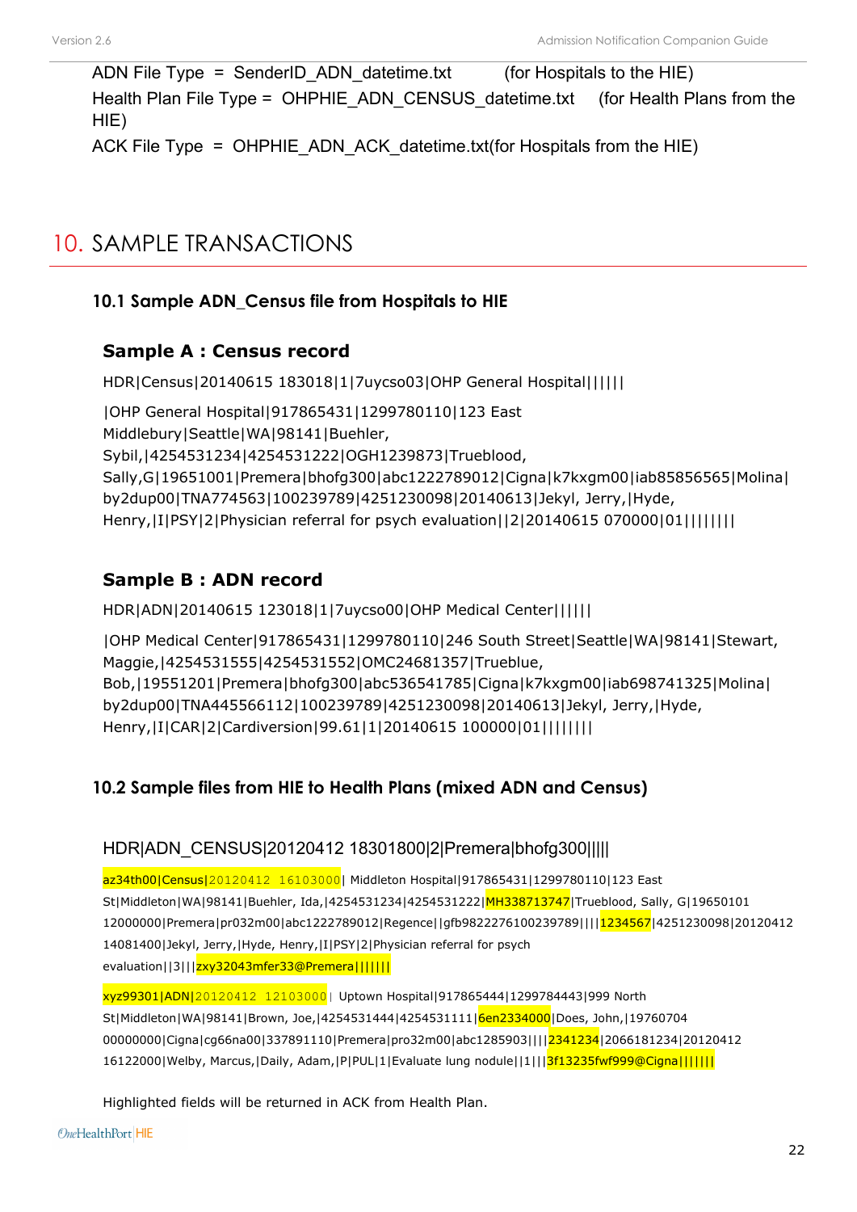ADN File Type = SenderID_ADN_datetime.txt (for Hospitals to the HIE)
Health Plan File Type = OHPHIE_ADN_CENSUS_datetime.txt (for Health Plans from the HIE)
ACK File Type = OHPHIE_ADN_ACK_datetime.txt(for Hospitals from the HIE)

# 10. SAMPLE TRANSACTIONS

## 10.1 Sample ADN_Census file from Hospitals to HIE

### Sample A : Census record

HDR|Census|20140615 183018|1|7uycso03|OHP General Hospital||||||

|OHP General Hospital|917865431|1299780110|123 East Middlebury|Seattle|WA|98141|Buehler, Sybil,|4254531234|4254531222|OGH1239873|Trueblood, Sally,G|19651001|Premera|bhofg300|abc1222789012|Cigna|k7kxgm00|iab85856565|Molina|by2dup00|TNA774563|100239789|4251230098|20140613|Jekyl, Jerry,|Hyde, Henry,|I|PSY|2|Physician referral for psych evaluation||2|20140615 070000|01||||||||

### Sample B : ADN record

HDR|ADN|20140615 123018|1|7uycso00|OHP Medical Center||||||

|OHP Medical Center|917865431|1299780110|246 South Street|Seattle|WA|98141|Stewart, Maggie,|4254531555|4254531552|OMC24681357|Trueblue, Bob,|19551201|Premera|bhofg300|abc536541785|Cigna|k7kxgm00|iab698741325|Molina|by2dup00|TNA445566112|100239789|4251230098|20140613|Jekyl, Jerry,|Hyde, Henry,|I|CAR|2|Cardiversion|99.61|1|20140615 100000|01||||||||

## 10.2 Sample files from HIE to Health Plans (mixed ADN and Census)

HDR|ADN_CENSUS|20120412 18301800|2|Premera|bhofg300|||||

az34th00|Census|20120412 16103000| Middleton Hospital|917865431|1299780110|123 East St|Middleton|WA|98141|Buehler, Ida,|4254531234|4254531222|MH338713747|Trueblood, Sally, G|19650101 12000000|Premera|pr032m00|abc1222789012|Regence||gfb9822276100239789||||1234567|4251230098|20120412 14081400|Jekyl, Jerry,|Hyde, Henry,|I|PSY|2|Physician referral for psych evaluation||3|||zxy32043mfer33@Premera|||||||

xyz99301|ADN|20120412 12103000| Uptown Hospital|917865444|1299784443|999 North St|Middleton|WA|98141|Brown, Joe,|4254531444|4254531111|6en2334000|Does, John,|19760704 00000000|Cigna|cg66na00|337891110|Premera|pro32m00|abc1285903||||2341234|2066181234|20120412 16122000|Welby, Marcus,|Daily, Adam,|P|PUL|1|Evaluate lung nodule||1|||3f13235fwf999@Cigna|||||||

Highlighted fields will be returned in ACK from Health Plan.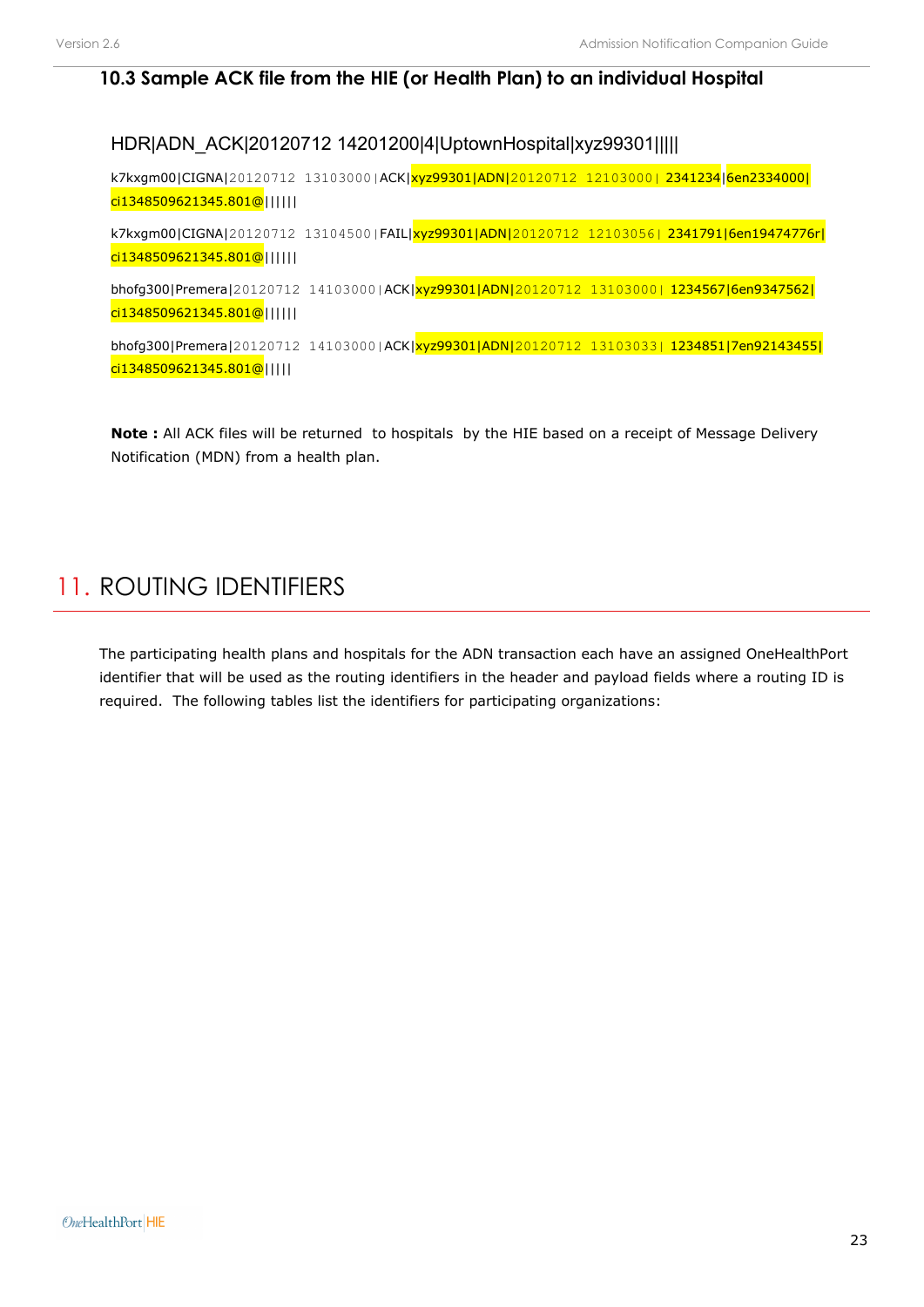### 10.3 Sample ACK file from the HIE (or Health Plan) to an individual Hospital

HDR|ADN_ACK|20120712 14201200|4|UptownHospital|xyz99301|||||

k7kxgm00|CIGNA|20120712 13103000|ACK|xyz99301|ADN|20120712 12103000| 2341234|6en2334000|ci1348509621345.801@||||||

k7kxgm00|CIGNA|20120712 13104500|FAIL|xyz99301|ADN|20120712 12103056| 2341791|6en19474776r|ci1348509621345.801@||||||

bhofg300|Premera|20120712 14103000|ACK|xyz99301|ADN|20120712 13103000| 1234567|6en9347562|ci1348509621345.801@||||||

bhofg300|Premera|20120712 14103000|ACK|xyz99301|ADN|20120712 13103033| 1234851|7en92143455|ci1348509621345.801@|||||

**Note :** All ACK files will be returned to hospitals by the HIE based on a receipt of Message Delivery Notification (MDN) from a health plan.

# 11. ROUTING IDENTIFIERS

The participating health plans and hospitals for the ADN transaction each have an assigned OneHealthPort identifier that will be used as the routing identifiers in the header and payload fields where a routing ID is required. The following tables list the identifiers for participating organizations: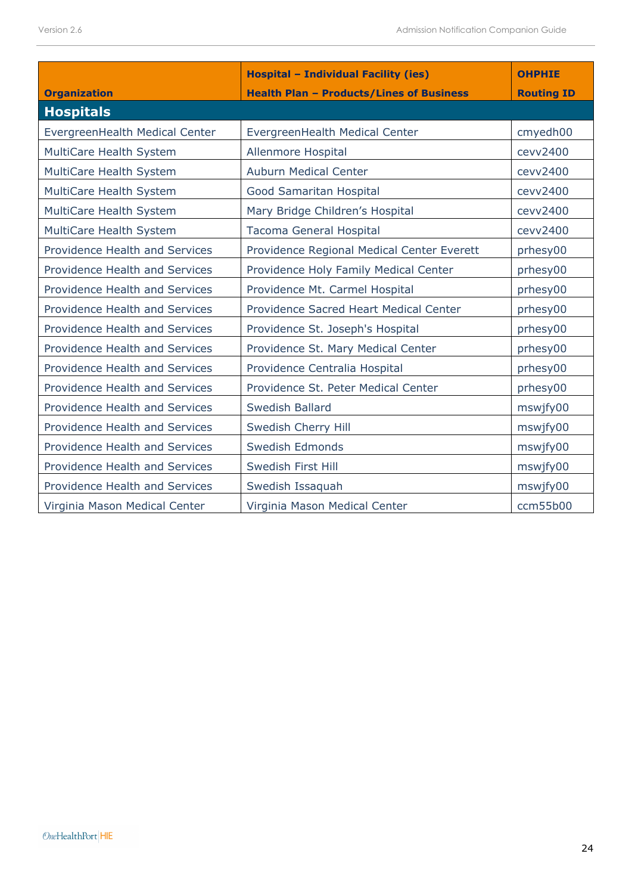| Organization | Hospital – Individual Facility (ies)<br>Health Plan – Products/Lines of Business | OHPHIE Routing ID |
|---|---|---|
| **Hospitals** | | |
| EvergreenHealth Medical Center | EvergreenHealth Medical Center | cmyedh00 |
| MultiCare Health System | Allenmore Hospital | cevv2400 |
| MultiCare Health System | Auburn Medical Center | cevv2400 |
| MultiCare Health System | Good Samaritan Hospital | cevv2400 |
| MultiCare Health System | Mary Bridge Children's Hospital | cevv2400 |
| MultiCare Health System | Tacoma General Hospital | cevv2400 |
| Providence Health and Services | Providence Regional Medical Center Everett | prhesy00 |
| Providence Health and Services | Providence Holy Family Medical Center | prhesy00 |
| Providence Health and Services | Providence Mt. Carmel Hospital | prhesy00 |
| Providence Health and Services | Providence Sacred Heart Medical Center | prhesy00 |
| Providence Health and Services | Providence St. Joseph's Hospital | prhesy00 |
| Providence Health and Services | Providence St. Mary Medical Center | prhesy00 |
| Providence Health and Services | Providence Centralia Hospital | prhesy00 |
| Providence Health and Services | Providence St. Peter Medical Center | prhesy00 |
| Providence Health and Services | Swedish Ballard | mswjfy00 |
| Providence Health and Services | Swedish Cherry Hill | mswjfy00 |
| Providence Health and Services | Swedish Edmonds | mswjfy00 |
| Providence Health and Services | Swedish First Hill | mswjfy00 |
| Providence Health and Services | Swedish Issaquah | mswjfy00 |
| Virginia Mason Medical Center | Virginia Mason Medical Center | ccm55b00 |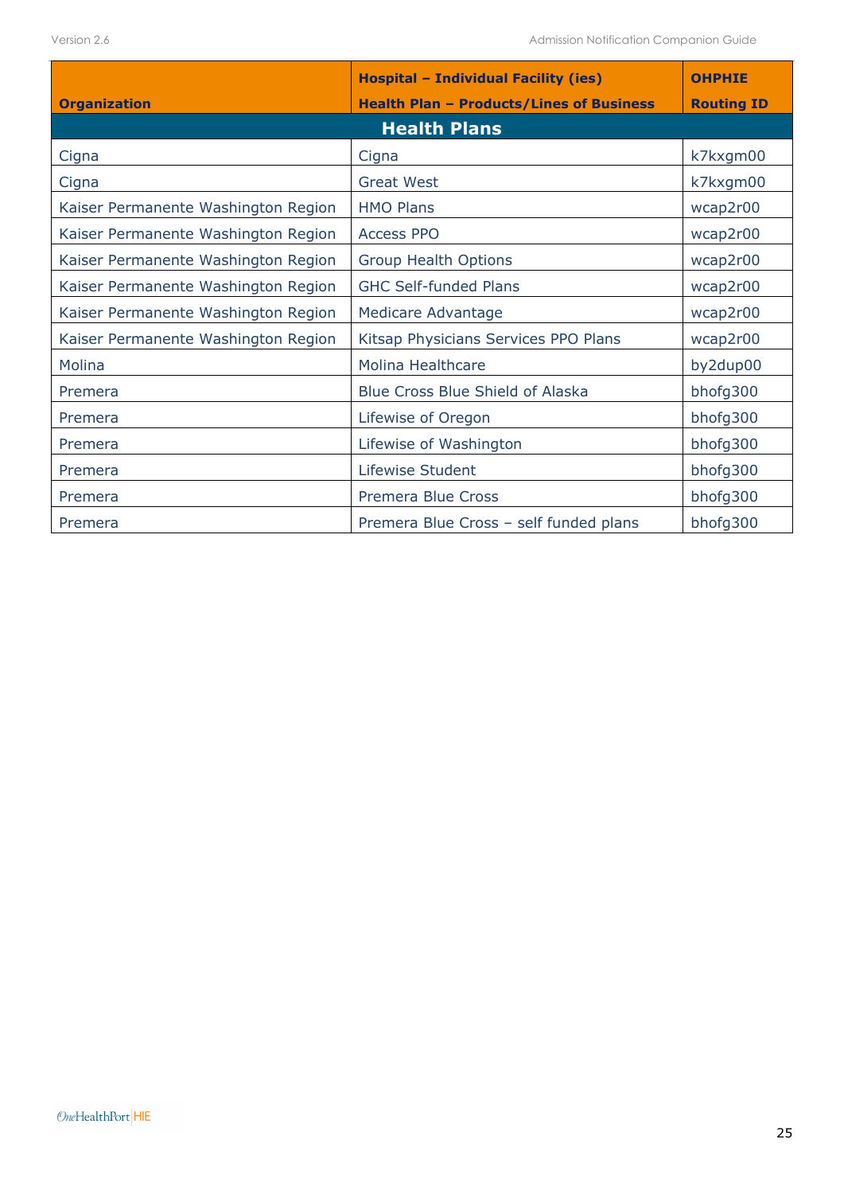| Organization | Hospital – Individual Facility (ies)<br>Health Plan – Products/Lines of Business | OHPHIE Routing ID |
|---|---|---|
| **Health Plans** | | |
| Cigna | Cigna | k7kxgm00 |
| Cigna | Great West | k7kxgm00 |
| Kaiser Permanente Washington Region | HMO Plans | wcap2r00 |
| Kaiser Permanente Washington Region | Access PPO | wcap2r00 |
| Kaiser Permanente Washington Region | Group Health Options | wcap2r00 |
| Kaiser Permanente Washington Region | GHC Self-funded Plans | wcap2r00 |
| Kaiser Permanente Washington Region | Medicare Advantage | wcap2r00 |
| Kaiser Permanente Washington Region | Kitsap Physicians Services PPO Plans | wcap2r00 |
| Molina | Molina Healthcare | by2dup00 |
| Premera | Blue Cross Blue Shield of Alaska | bhofg300 |
| Premera | Lifewise of Oregon | bhofg300 |
| Premera | Lifewise of Washington | bhofg300 |
| Premera | Lifewise Student | bhofg300 |
| Premera | Premera Blue Cross | bhofg300 |
| Premera | Premera Blue Cross – self funded plans | bhofg300 |